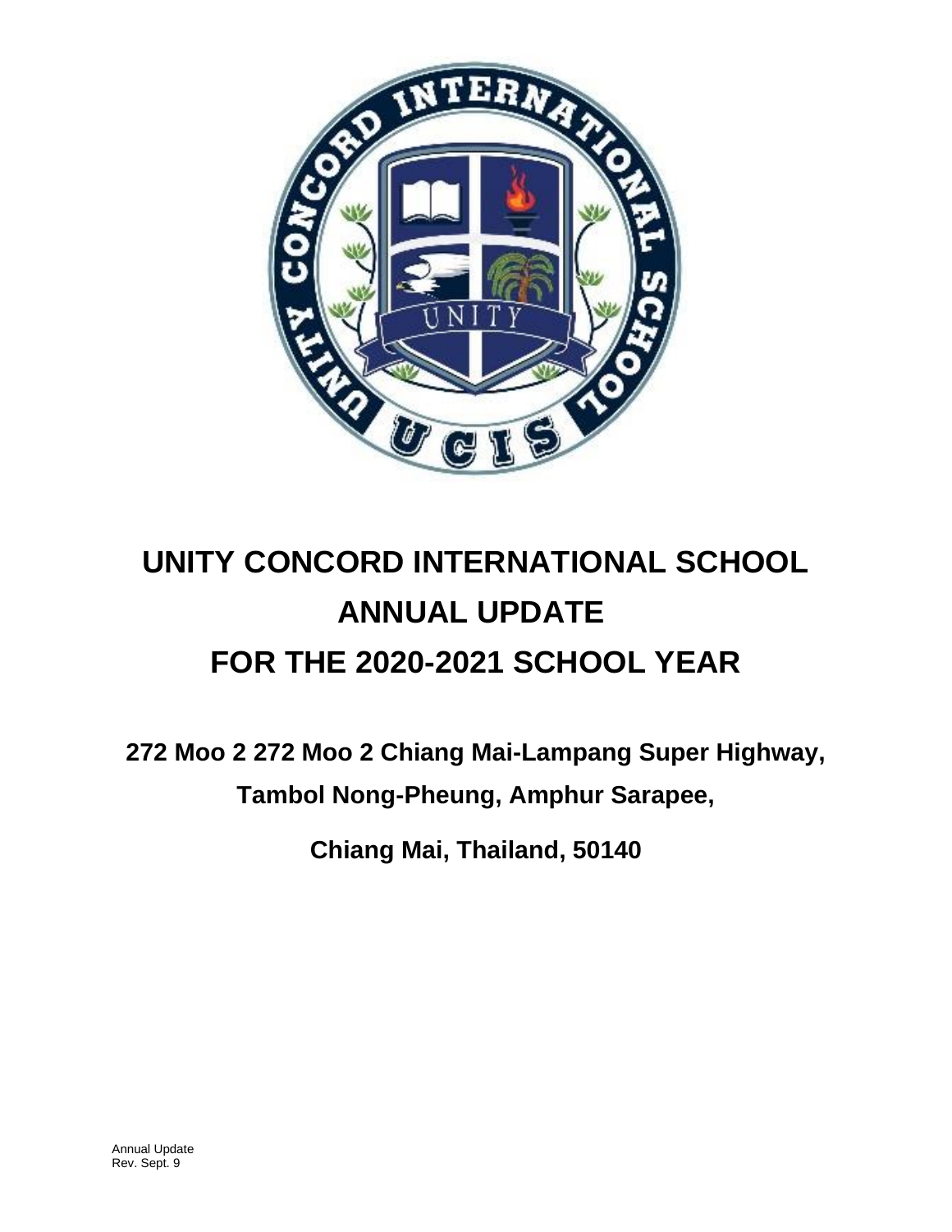# UNITY CONCORD INTERNATIONAL SCHOOL
# ANNUAL UPDATE
# FOR THE 2020-2021 SCHOOL YEAR

**272 Moo 2 272 Moo 2 Chiang Mai-Lampang Super Highway,**

**Tambol Nong-Pheung, Amphur Sarapee,**

**Chiang Mai, Thailand, 50140**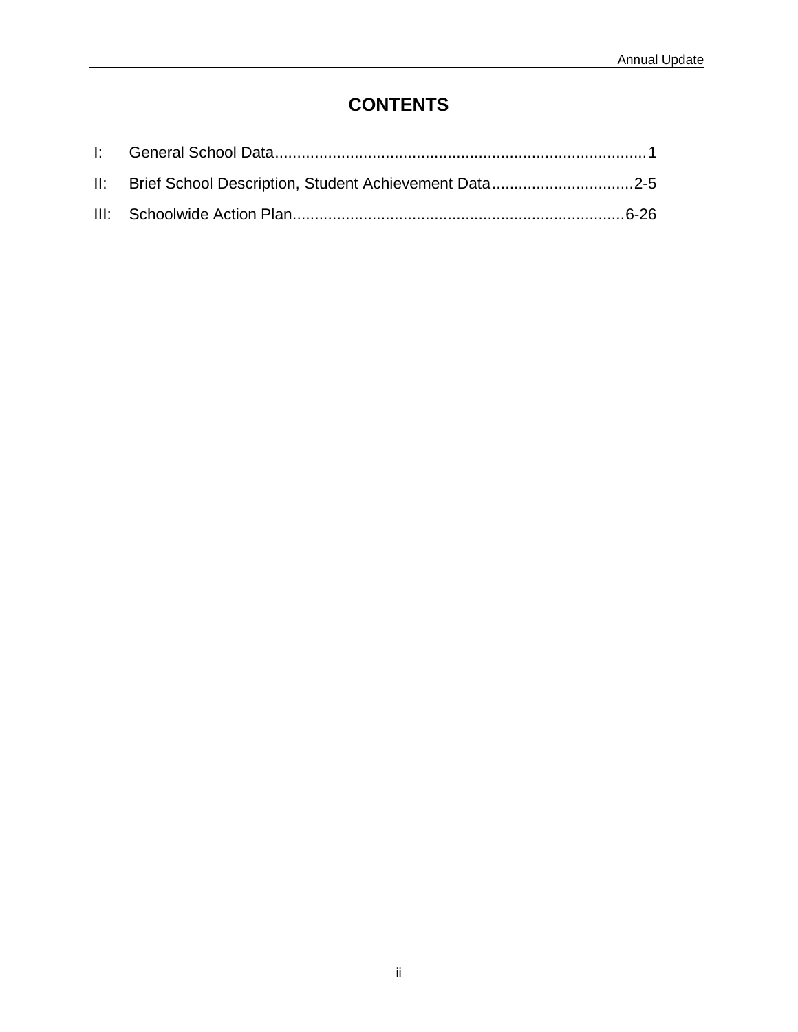# CONTENTS

I: General School Data....................................................................................1

II: Brief School Description, Student Achievement Data................................2-5

III: Schoolwide Action Plan..........................................................................6-26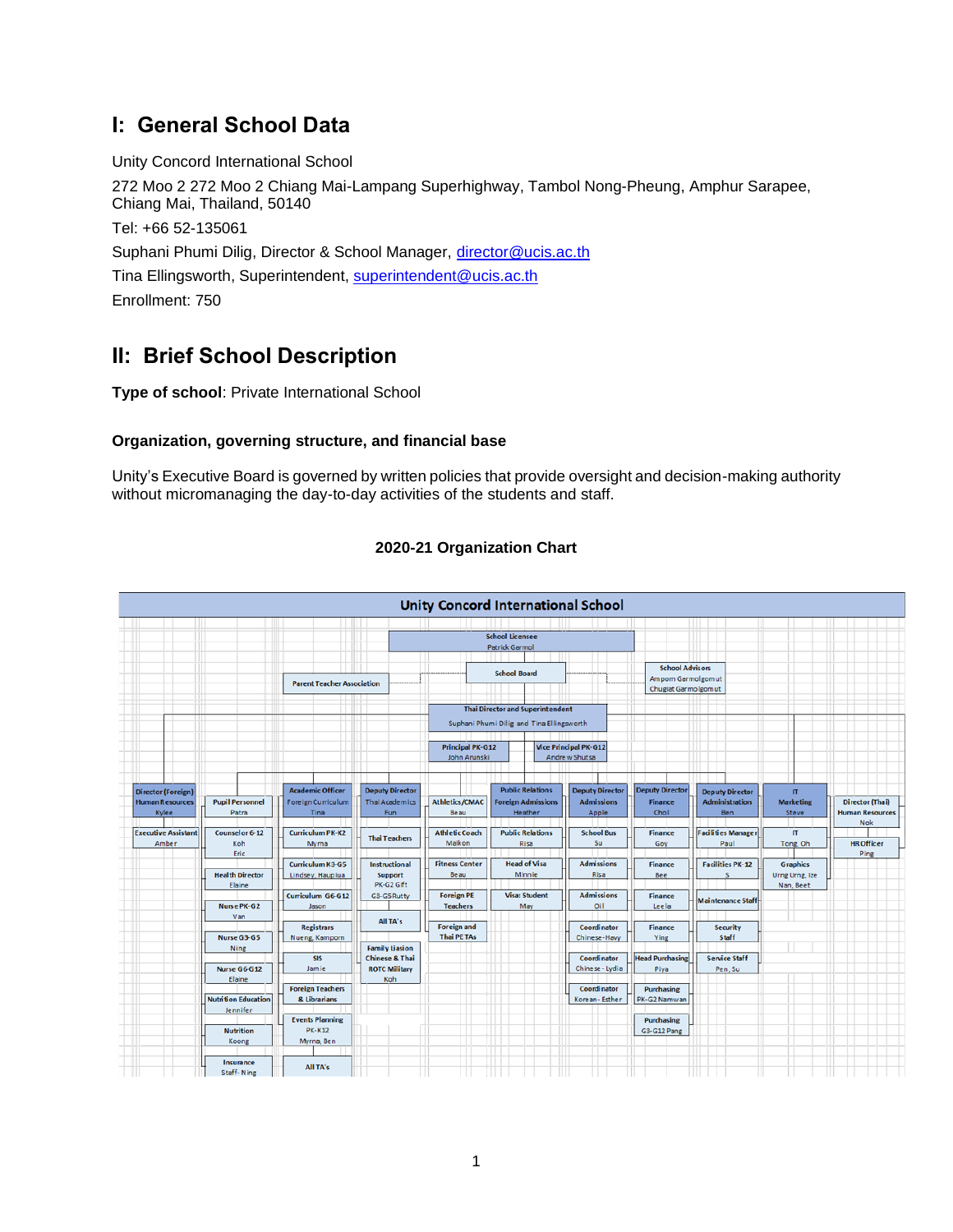# I: General School Data

Unity Concord International School

272 Moo 2 272 Moo 2 Chiang Mai-Lampang Superhighway, Tambol Nong-Pheung, Amphur Sarapee, Chiang Mai, Thailand, 50140

Tel: +66 52-135061

Suphani Phumi Dilig, Director & School Manager, director@ucis.ac.th

Tina Ellingsworth, Superintendent, superintendent@ucis.ac.th

Enrollment: 750

# II: Brief School Description

**Type of school**: Private International School

### Organization, governing structure, and financial base

Unity's Executive Board is governed by written policies that provide oversight and decision-making authority without micromanaging the day-to-day activities of the students and staff.

**2020-21 Organization Chart**

**Unity Concord International School**

- School Licensee – Patrick Garmol
  - School Board
    - Parent Teacher Association
    - School Advisors – Amporn Garmolgomut, Chugiat Garmolgomut
    - Thai Director and Superintendent – Suphani Phumi Dilig and Tina Ellingsworth
      - Principal PK-G12 – John Arunski
      - Vice Principal PK-G12 – Andrew Shutsa

| Director (Foreign) Human Resources – Kylee | Pupil Personnel – Patra | Academic Officer Foreign Curriculum – Tina | Deputy Director Thai Academics – Fun | Athletics/CMAC – Beau | Public Relations Foreign Admissions – Heather | Deputy Director Admissions – Apple | Deputy Director Finance – Choi | Deputy Director Administration – Ben | IT Marketing – Steve | Director (Thai) Human Resources – Nok |
|---|---|---|---|---|---|---|---|---|---|---|
| Executive Assistant – Amber | Counselor 6-12 – Koh, Eric | Curriculum PK-K2 – Myrna | Thai Teachers | Athletic Coach – Maikon | Public Relations – Risa | School Bus – Su | Finance – Goy | Facilities Manager – Paul | IT – Tong, Oh | HR Officer – Ping |
| | Health Director – Elaine | Curriculum K3-G5 – Lindsey, Haupiua | Instructional Support PK-G2 Gift, G3-G5 Rutty | Fitness Center – Beau | Head of Visa – Minnie | Admissions – Risa | Finance – Bee | Facilities PK-12 – S | Graphics – Urng Urng, Ize, Nan, Beet | |
| | Nurse PK-G2 – Van | Curriculum G6-G12 – Jason | All TA's | Foreign PE Teachers | Visa: Student – May | Admissions – Oil | Finance – Leela | Maintenance Staff | | |
| | Nurse G3-G5 – Ning | Registrars – Nueng, Kamporn | Family Liasion Chinese & Thai ROTC Military – Koh | Foreign and Thai PE TAs | | Coordinator Chinese – Havy | Finance – Ying | Security Staff | | |
| | Nurse G6-G12 – Elaine | SIS – Jamie | | | | Coordinator Chinese – Lydia | Head Purchasing – Piya | Service Staff – Pen, Su | | |
| | Nutrition Education – Jennifer | Foreign Teachers & Librarians | | | | Coordinator Korean – Esther | Purchasing PK-G2 – Namwan | | | |
| | Nutrition – Koong | Events Planning PK-K12 – Myrna, Ben | | | | | Purchasing G3-G12 – Pang | | | |
| | Insurance Staff – Ning | All TA's | | | | | | | | |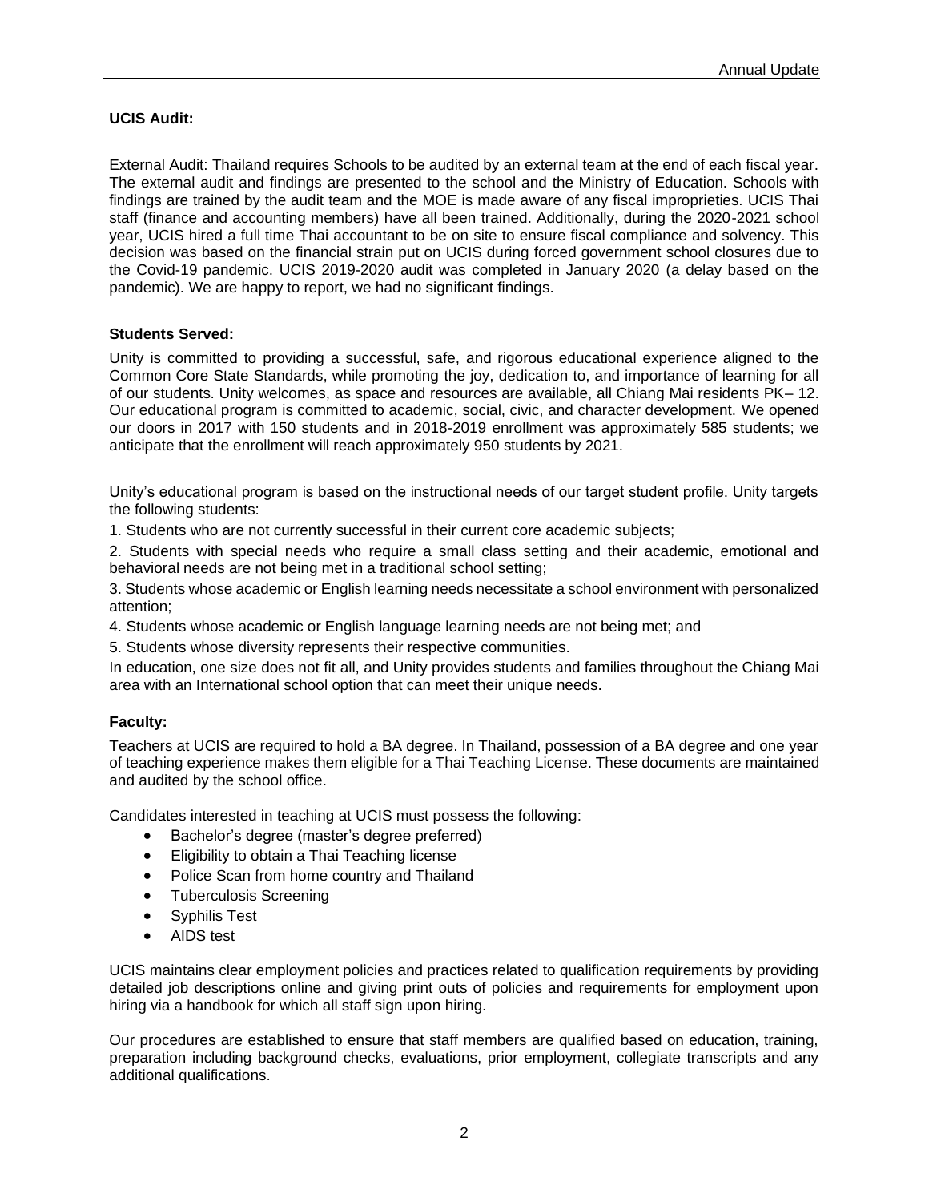**UCIS Audit:**

External Audit: Thailand requires Schools to be audited by an external team at the end of each fiscal year. The external audit and findings are presented to the school and the Ministry of Education. Schools with findings are trained by the audit team and the MOE is made aware of any fiscal improprieties. UCIS Thai staff (finance and accounting members) have all been trained. Additionally, during the 2020-2021 school year, UCIS hired a full time Thai accountant to be on site to ensure fiscal compliance and solvency. This decision was based on the financial strain put on UCIS during forced government school closures due to the Covid-19 pandemic. UCIS 2019-2020 audit was completed in January 2020 (a delay based on the pandemic). We are happy to report, we had no significant findings.

**Students Served:**

Unity is committed to providing a successful, safe, and rigorous educational experience aligned to the Common Core State Standards, while promoting the joy, dedication to, and importance of learning for all of our students. Unity welcomes, as space and resources are available, all Chiang Mai residents PK– 12. Our educational program is committed to academic, social, civic, and character development. We opened our doors in 2017 with 150 students and in 2018-2019 enrollment was approximately 585 students; we anticipate that the enrollment will reach approximately 950 students by 2021.

Unity's educational program is based on the instructional needs of our target student profile. Unity targets the following students:

1. Students who are not currently successful in their current core academic subjects;
2. Students with special needs who require a small class setting and their academic, emotional and behavioral needs are not being met in a traditional school setting;
3. Students whose academic or English learning needs necessitate a school environment with personalized attention;
4. Students whose academic or English language learning needs are not being met; and
5. Students whose diversity represents their respective communities.

In education, one size does not fit all, and Unity provides students and families throughout the Chiang Mai area with an International school option that can meet their unique needs.

**Faculty:**

Teachers at UCIS are required to hold a BA degree. In Thailand, possession of a BA degree and one year of teaching experience makes them eligible for a Thai Teaching License. These documents are maintained and audited by the school office.

Candidates interested in teaching at UCIS must possess the following:

- Bachelor's degree (master's degree preferred)
- Eligibility to obtain a Thai Teaching license
- Police Scan from home country and Thailand
- Tuberculosis Screening
- Syphilis Test
- AIDS test

UCIS maintains clear employment policies and practices related to qualification requirements by providing detailed job descriptions online and giving print outs of policies and requirements for employment upon hiring via a handbook for which all staff sign upon hiring.

Our procedures are established to ensure that staff members are qualified based on education, training, preparation including background checks, evaluations, prior employment, collegiate transcripts and any additional qualifications.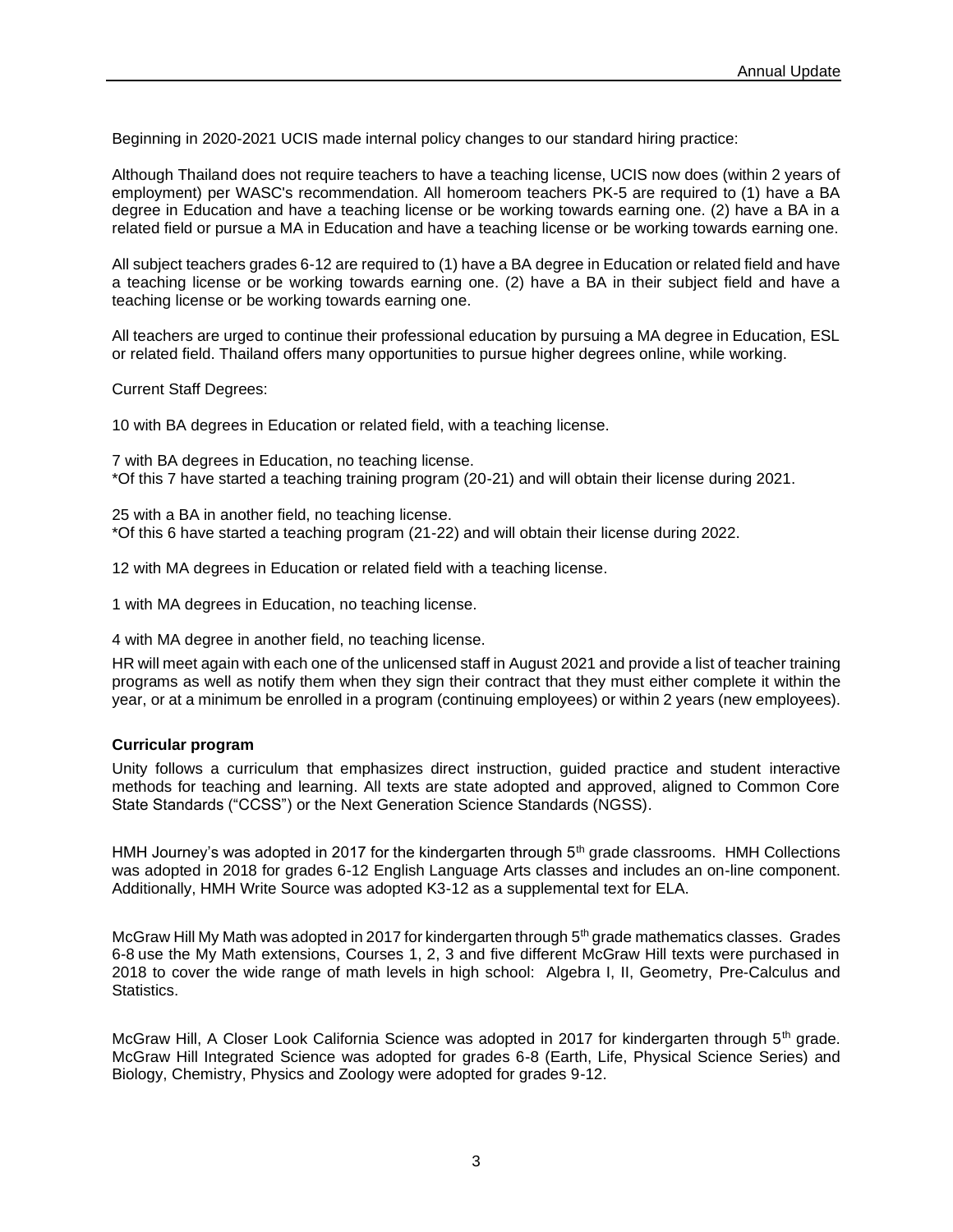Beginning in 2020-2021 UCIS made internal policy changes to our standard hiring practice:

Although Thailand does not require teachers to have a teaching license, UCIS now does (within 2 years of employment) per WASC's recommendation. All homeroom teachers PK-5 are required to (1) have a BA degree in Education and have a teaching license or be working towards earning one. (2) have a BA in a related field or pursue a MA in Education and have a teaching license or be working towards earning one.

All subject teachers grades 6-12 are required to (1) have a BA degree in Education or related field and have a teaching license or be working towards earning one. (2) have a BA in their subject field and have a teaching license or be working towards earning one.

All teachers are urged to continue their professional education by pursuing a MA degree in Education, ESL or related field. Thailand offers many opportunities to pursue higher degrees online, while working.

Current Staff Degrees:

10 with BA degrees in Education or related field, with a teaching license.

7 with BA degrees in Education, no teaching license.
*Of this 7 have started a teaching training program (20-21) and will obtain their license during 2021.

25 with a BA in another field, no teaching license.
*Of this 6 have started a teaching program (21-22) and will obtain their license during 2022.

12 with MA degrees in Education or related field with a teaching license.

1 with MA degrees in Education, no teaching license.

4 with MA degree in another field, no teaching license.

HR will meet again with each one of the unlicensed staff in August 2021 and provide a list of teacher training programs as well as notify them when they sign their contract that they must either complete it within the year, or at a minimum be enrolled in a program (continuing employees) or within 2 years (new employees).

**Curricular program**

Unity follows a curriculum that emphasizes direct instruction, guided practice and student interactive methods for teaching and learning. All texts are state adopted and approved, aligned to Common Core State Standards ("CCSS") or the Next Generation Science Standards (NGSS).

HMH Journey's was adopted in 2017 for the kindergarten through 5th grade classrooms. HMH Collections was adopted in 2018 for grades 6-12 English Language Arts classes and includes an on-line component. Additionally, HMH Write Source was adopted K3-12 as a supplemental text for ELA.

McGraw Hill My Math was adopted in 2017 for kindergarten through 5th grade mathematics classes. Grades 6-8 use the My Math extensions, Courses 1, 2, 3 and five different McGraw Hill texts were purchased in 2018 to cover the wide range of math levels in high school: Algebra I, II, Geometry, Pre-Calculus and Statistics.

McGraw Hill, A Closer Look California Science was adopted in 2017 for kindergarten through 5th grade. McGraw Hill Integrated Science was adopted for grades 6-8 (Earth, Life, Physical Science Series) and Biology, Chemistry, Physics and Zoology were adopted for grades 9-12.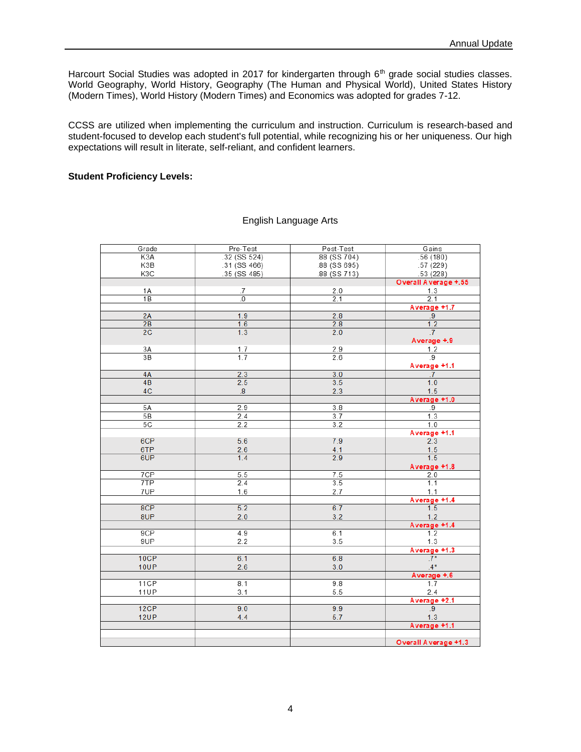Harcourt Social Studies was adopted in 2017 for kindergarten through 6th grade social studies classes. World Geography, World History, Geography (The Human and Physical World), United States History (Modern Times), World History (Modern Times) and Economics was adopted for grades 7-12.

CCSS are utilized when implementing the curriculum and instruction. Curriculum is research-based and student-focused to develop each student's full potential, while recognizing his or her uniqueness. Our high expectations will result in literate, self-reliant, and confident learners.

**Student Proficiency Levels:**

English Language Arts

| Grade | Pre-Test | Post-Test | Gains |
|---|---|---|---|
| K3A | .32 (SS 524) | 88 (SS 704) | .56 (180) |
| K3B | .31 (SS 466) | .88 (SS 695) | .57 (229) |
| K3C | .35 (SS 485) | .88 (SS 713) | .53 (228) |
| | | | **Overall Average +.55** |
| 1A | .7 | 2.0 | 1.3 |
| 1B | .0 | 2.1 | 2.1 |
| | | | **Average +1.7** |
| 2A | 1.9 | 2.8 | .9 |
| 2B | 1.6 | 2.8 | 1.2 |
| 2C | 1.3 | 2.0 | .7 |
| | | | **Average +.9** |
| 3A | 1.7 | 2.9 | 1.2 |
| 3B | 1.7 | 2.6 | .9 |
| | | | **Average +1.1** |
| 4A | 2.3 | 3.0 | .7 |
| 4B | 2.5 | 3.5 | 1.0 |
| 4C | .8 | 2.3 | 1.5 |
| | | | **Average +1.0** |
| 5A | 2.9 | 3.8 | .9 |
| 5B | 2.4 | 3.7 | 1.3 |
| 5C | 2.2 | 3.2 | 1.0 |
| | | | **Average +1.1** |
| 6CP | 5.6 | 7.9 | 2.3 |
| 6TP | 2.6 | 4.1 | 1.5 |
| 6UP | 1.4 | 2.9 | 1.5 |
| | | | **Average +1.8** |
| 7CP | 5.5 | 7.5 | 2.0 |
| 7TP | 2.4 | 3.5 | 1.1 |
| 7UP | 1.6 | 2.7 | 1.1 |
| | | | **Average +1.4** |
| 8CP | 5.2 | 6.7 | 1.5 |
| 8UP | 2.0 | 3.2 | 1.2 |
| | | | **Average +1.4** |
| 9CP | 4.9 | 6.1 | 1.2 |
| 9UP | 2.2 | 3.5 | 1.3 |
| | | | **Average +1.3** |
| 10CP | 6.1 | 6.8 | .7* |
| 10UP | 2.6 | 3.0 | .4* |
| | | | **Average +.6** |
| 11CP | 8.1 | 9.8 | 1.7 |
| 11UP | 3.1 | 5.5 | 2.4 |
| | | | **Average +2.1** |
| 12CP | 9.0 | 9.9 | .9 |
| 12UP | 4.4 | 5.7 | 1.3 |
| | | | **Average +1.1** |
| | | | |
| | | | **Overall Average +1.3** |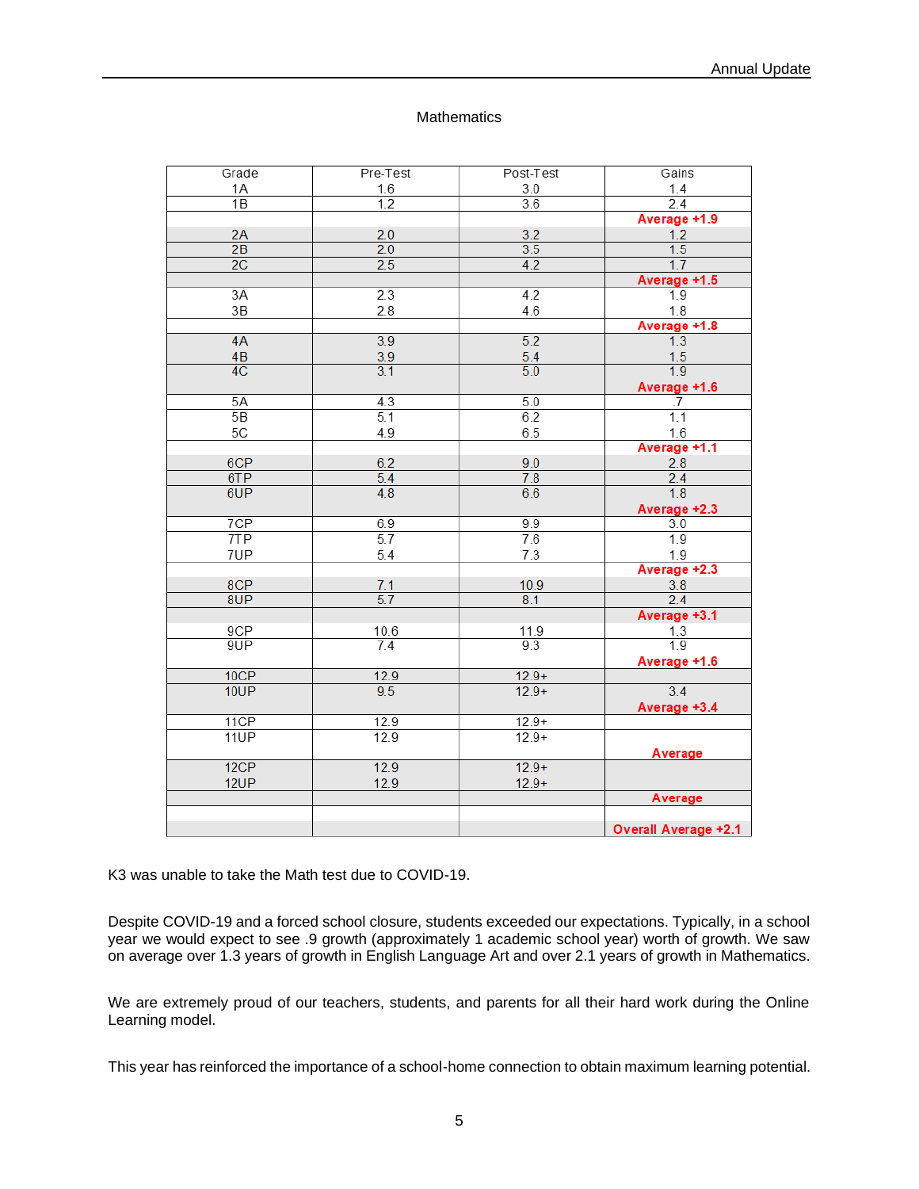Mathematics

| Grade | Pre-Test | Post-Test | Gains |
|---|---|---|---|
| 1A | 1.6 | 3.0 | 1.4 |
| 1B | 1.2 | 3.6 | 2.4 |
| | | | **Average +1.9** |
| 2A | 2.0 | 3.2 | 1.2 |
| 2B | 2.0 | 3.5 | 1.5 |
| 2C | 2.5 | 4.2 | 1.7 |
| | | | **Average +1.5** |
| 3A | 2.3 | 4.2 | 1.9 |
| 3B | 2.8 | 4.6 | 1.8 |
| | | | **Average +1.8** |
| 4A | 3.9 | 5.2 | 1.3 |
| 4B | 3.9 | 5.4 | 1.5 |
| 4C | 3.1 | 5.0 | 1.9 |
| | | | **Average +1.6** |
| 5A | 4.3 | 5.0 | .7 |
| 5B | 5.1 | 6.2 | 1.1 |
| 5C | 4.9 | 6.5 | 1.6 |
| | | | **Average +1.1** |
| 6CP | 6.2 | 9.0 | 2.8 |
| 6TP | 5.4 | 7.8 | 2.4 |
| 6UP | 4.8 | 6.6 | 1.8 |
| | | | **Average +2.3** |
| 7CP | 6.9 | 9.9 | 3.0 |
| 7TP | 5.7 | 7.6 | 1.9 |
| 7UP | 5.4 | 7.3 | 1.9 |
| | | | **Average +2.3** |
| 8CP | 7.1 | 10.9 | 3.8 |
| 8UP | 5.7 | 8.1 | 2.4 |
| | | | **Average +3.1** |
| 9CP | 10.6 | 11.9 | 1.3 |
| 9UP | 7.4 | 9.3 | 1.9 |
| | | | **Average +1.6** |
| 10CP | 12.9 | 12.9+ | |
| 10UP | 9.5 | 12.9+ | 3.4 |
| | | | **Average +3.4** |
| 11CP | 12.9 | 12.9+ | |
| 11UP | 12.9 | 12.9+ | |
| | | | **Average** |
| 12CP | 12.9 | 12.9+ | |
| 12UP | 12.9 | 12.9+ | |
| | | | **Average** |
| | | | **Overall Average +2.1** |

K3 was unable to take the Math test due to COVID-19.

Despite COVID-19 and a forced school closure, students exceeded our expectations. Typically, in a school year we would expect to see .9 growth (approximately 1 academic school year) worth of growth. We saw on average over 1.3 years of growth in English Language Art and over 2.1 years of growth in Mathematics.

We are extremely proud of our teachers, students, and parents for all their hard work during the Online Learning model.

This year has reinforced the importance of a school-home connection to obtain maximum learning potential.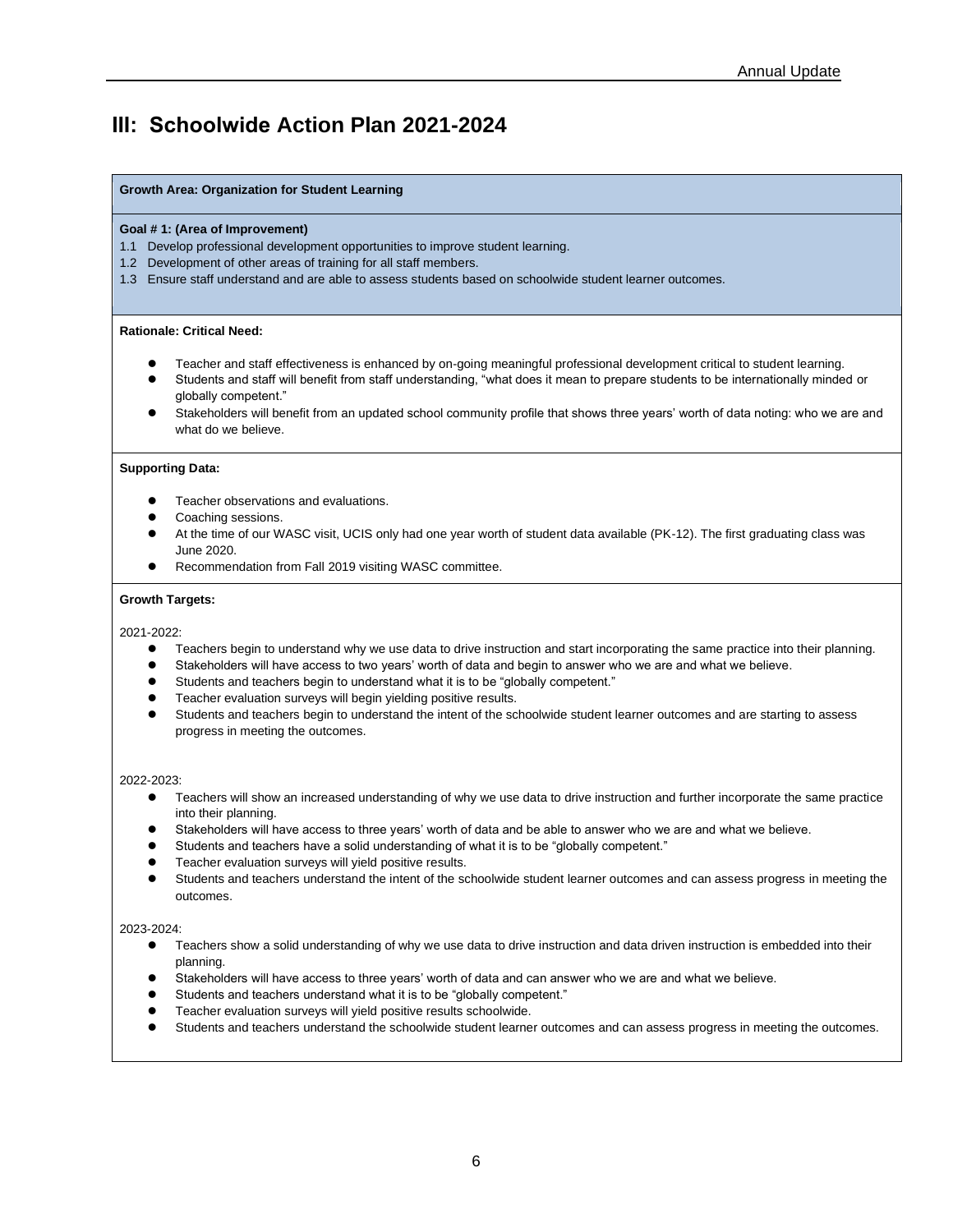# III: Schoolwide Action Plan 2021-2024

**Growth Area: Organization for Student Learning**

**Goal # 1: (Area of Improvement)**

1.1 Develop professional development opportunities to improve student learning.
1.2 Development of other areas of training for all staff members.
1.3 Ensure staff understand and are able to assess students based on schoolwide student learner outcomes.

**Rationale: Critical Need:**

- Teacher and staff effectiveness is enhanced by on-going meaningful professional development critical to student learning.
- Students and staff will benefit from staff understanding, "what does it mean to prepare students to be internationally minded or globally competent."
- Stakeholders will benefit from an updated school community profile that shows three years' worth of data noting: who we are and what do we believe.

**Supporting Data:**

- Teacher observations and evaluations.
- Coaching sessions.
- At the time of our WASC visit, UCIS only had one year worth of student data available (PK-12). The first graduating class was June 2020.
- Recommendation from Fall 2019 visiting WASC committee.

**Growth Targets:**

2021-2022:

- Teachers begin to understand why we use data to drive instruction and start incorporating the same practice into their planning.
- Stakeholders will have access to two years' worth of data and begin to answer who we are and what we believe.
- Students and teachers begin to understand what it is to be "globally competent."
- Teacher evaluation surveys will begin yielding positive results.
- Students and teachers begin to understand the intent of the schoolwide student learner outcomes and are starting to assess progress in meeting the outcomes.

2022-2023:

- Teachers will show an increased understanding of why we use data to drive instruction and further incorporate the same practice into their planning.
- Stakeholders will have access to three years' worth of data and be able to answer who we are and what we believe.
- Students and teachers have a solid understanding of what it is to be "globally competent."
- Teacher evaluation surveys will yield positive results.
- Students and teachers understand the intent of the schoolwide student learner outcomes and can assess progress in meeting the outcomes.

2023-2024:

- Teachers show a solid understanding of why we use data to drive instruction and data driven instruction is embedded into their planning.
- Stakeholders will have access to three years' worth of data and can answer who we are and what we believe.
- Students and teachers understand what it is to be "globally competent."
- Teacher evaluation surveys will yield positive results schoolwide.
- Students and teachers understand the schoolwide student learner outcomes and can assess progress in meeting the outcomes.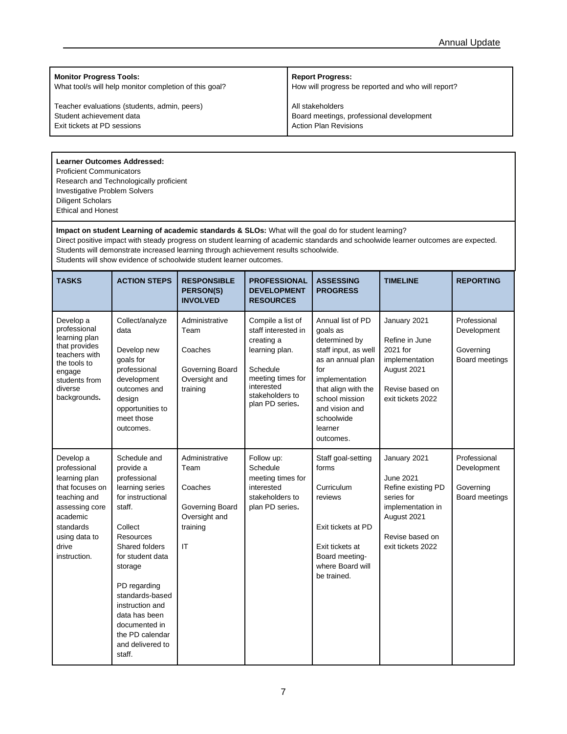| **Monitor Progress Tools:** What tool/s will help monitor completion of this goal? | **Report Progress:** How will progress be reported and who will report? |
|---|---|
| Teacher evaluations (students, admin, peers)<br>Student achievement data<br>Exit tickets at PD sessions | All stakeholders<br>Board meetings, professional development<br>Action Plan Revisions |

**Learner Outcomes Addressed:**
Proficient Communicators
Research and Technologically proficient
Investigative Problem Solvers
Diligent Scholars
Ethical and Honest

**Impact on student Learning of academic standards & SLOs:** What will the goal do for student learning?
Direct positive impact with steady progress on student learning of academic standards and schoolwide learner outcomes are expected.
Students will demonstrate increased learning through achievement results schoolwide.
Students will show evidence of schoolwide student learner outcomes.

| TASKS | ACTION STEPS | RESPONSIBLE PERSON(S) INVOLVED | PROFESSIONAL DEVELOPMENT RESOURCES | ASSESSING PROGRESS | TIMELINE | REPORTING |
|---|---|---|---|---|---|---|
| Develop a professional learning plan that provides teachers with the tools to engage students from diverse backgrounds. | Collect/analyze data<br><br>Develop new goals for professional development outcomes and design opportunities to meet those outcomes. | Administrative Team<br><br>Coaches<br><br>Governing Board Oversight and training | Compile a list of staff interested in creating a learning plan.<br><br>Schedule meeting times for interested stakeholders to plan PD series. | Annual list of PD goals as determined by staff input, as well as an annual plan for implementation that align with the school mission and vision and schoolwide learner outcomes. | January 2021<br><br>Refine in June 2021 for implementation August 2021<br><br>Revise based on exit tickets 2022 | Professional Development<br><br>Governing Board meetings |
| Develop a professional learning plan that focuses on teaching and assessing core academic standards using data to drive instruction. | Schedule and provide a professional learning series for instructional staff.<br><br>Collect Resources Shared folders for student data storage<br><br>PD regarding standards-based instruction and data has been documented in the PD calendar and delivered to staff. | Administrative Team<br><br>Coaches<br><br>Governing Board Oversight and training<br><br>IT | Follow up: Schedule meeting times for interested stakeholders to plan PD series. | Staff goal-setting forms<br><br>Curriculum reviews<br><br>Exit tickets at PD<br><br>Exit tickets at Board meeting- where Board will be trained. | January 2021<br><br>June 2021 Refine existing PD series for implementation in August 2021<br><br>Revise based on exit tickets 2022 | Professional Development<br><br>Governing Board meetings |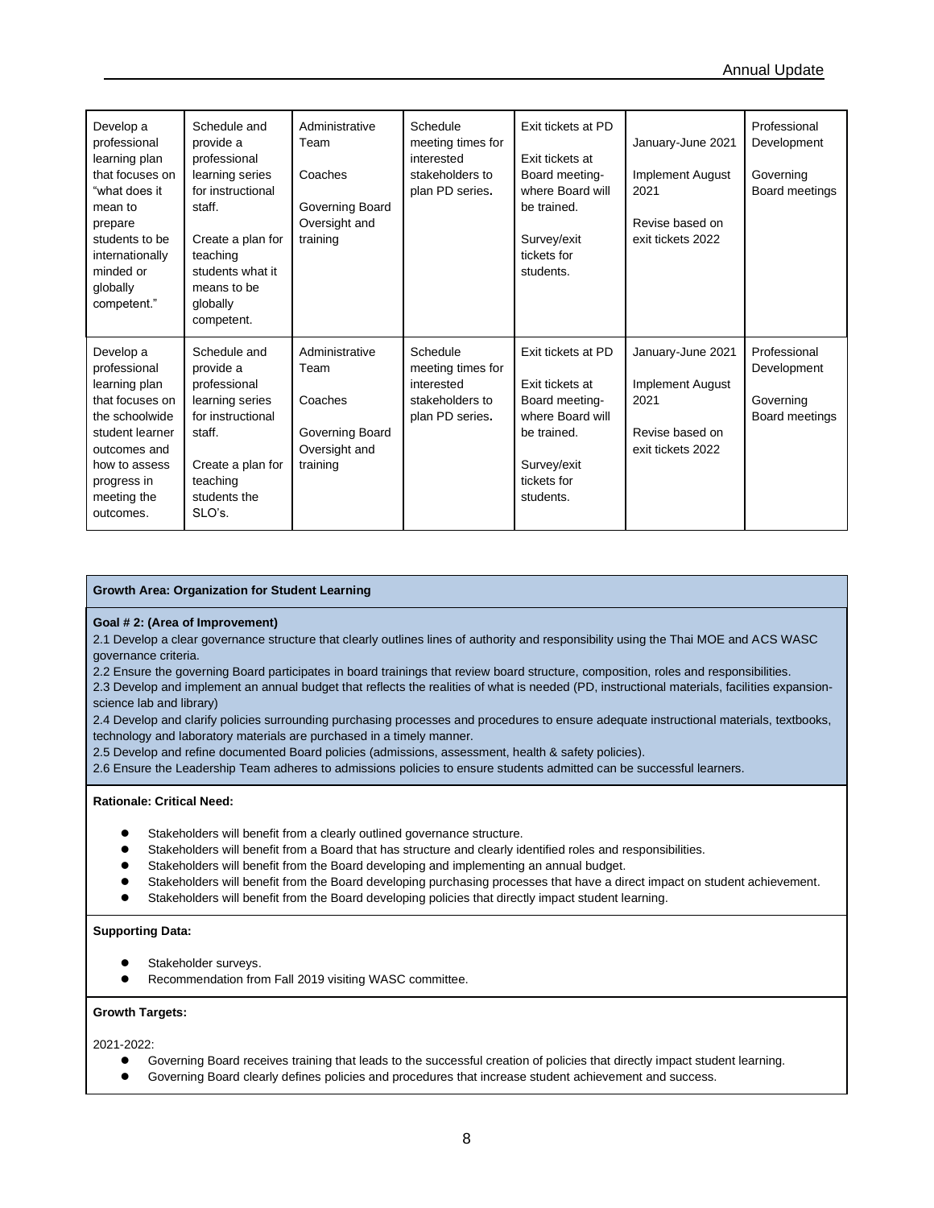| | | | | | | |
|---|---|---|---|---|---|---|
| Develop a professional learning plan that focuses on "what does it mean to prepare students to be internationally minded or globally competent." | Schedule and provide a professional learning series for instructional staff.<br><br>Create a plan for teaching students what it means to be globally competent. | Administrative Team<br><br>Coaches<br><br>Governing Board Oversight and training | Schedule meeting times for interested stakeholders to plan PD series**.** | Exit tickets at PD<br><br>Exit tickets at Board meeting- where Board will be trained.<br><br>Survey/exit tickets for students. | January-June 2021<br><br>Implement August 2021<br><br>Revise based on exit tickets 2022 | Professional Development<br><br>Governing Board meetings |
| Develop a professional learning plan that focuses on the schoolwide student learner outcomes and how to assess progress in meeting the outcomes. | Schedule and provide a professional learning series for instructional staff.<br><br>Create a plan for teaching students the SLO's. | Administrative Team<br><br>Coaches<br><br>Governing Board Oversight and training | Schedule meeting times for interested stakeholders to plan PD series**.** | Exit tickets at PD<br><br>Exit tickets at Board meeting- where Board will be trained.<br><br>Survey/exit tickets for students. | January-June 2021<br><br>Implement August 2021<br><br>Revise based on exit tickets 2022 | Professional Development<br><br>Governing Board meetings |

**Growth Area: Organization for Student Learning**

**Goal # 2: (Area of Improvement)**

2.1 Develop a clear governance structure that clearly outlines lines of authority and responsibility using the Thai MOE and ACS WASC governance criteria.
2.2 Ensure the governing Board participates in board trainings that review board structure, composition, roles and responsibilities.
2.3 Develop and implement an annual budget that reflects the realities of what is needed (PD, instructional materials, facilities expansion- science lab and library)
2.4 Develop and clarify policies surrounding purchasing processes and procedures to ensure adequate instructional materials, textbooks, technology and laboratory materials are purchased in a timely manner.
2.5 Develop and refine documented Board policies (admissions, assessment, health & safety policies).
2.6 Ensure the Leadership Team adheres to admissions policies to ensure students admitted can be successful learners.

**Rationale: Critical Need:**

- Stakeholders will benefit from a clearly outlined governance structure.
- Stakeholders will benefit from a Board that has structure and clearly identified roles and responsibilities.
- Stakeholders will benefit from the Board developing and implementing an annual budget.
- Stakeholders will benefit from the Board developing purchasing processes that have a direct impact on student achievement.
- Stakeholders will benefit from the Board developing policies that directly impact student learning.

**Supporting Data:**

- Stakeholder surveys.
- Recommendation from Fall 2019 visiting WASC committee.

**Growth Targets:**

2021-2022:

- Governing Board receives training that leads to the successful creation of policies that directly impact student learning.
- Governing Board clearly defines policies and procedures that increase student achievement and success.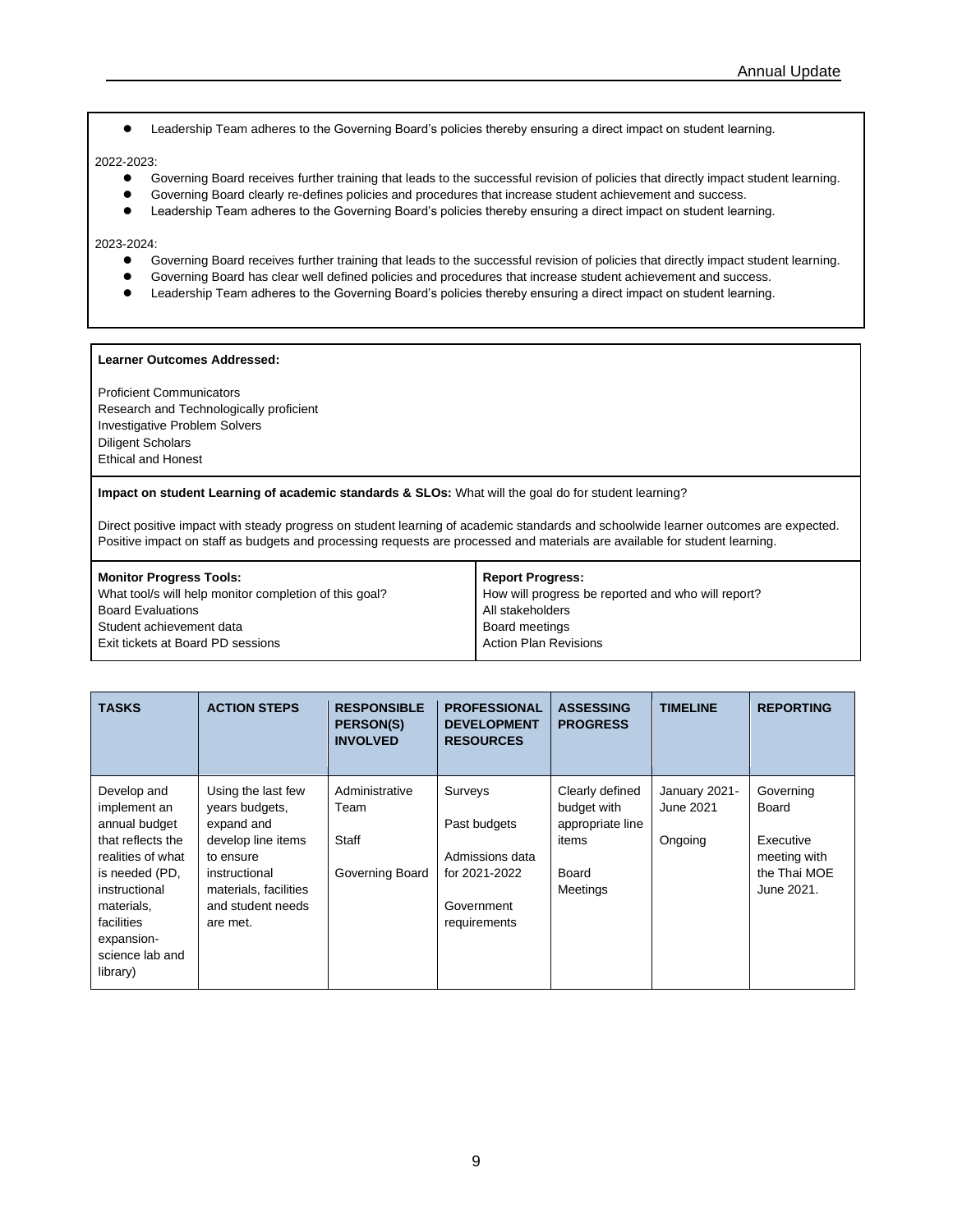- Leadership Team adheres to the Governing Board's policies thereby ensuring a direct impact on student learning.

2022-2023:

- Governing Board receives further training that leads to the successful revision of policies that directly impact student learning.
- Governing Board clearly re-defines policies and procedures that increase student achievement and success.
- Leadership Team adheres to the Governing Board's policies thereby ensuring a direct impact on student learning.

2023-2024:

- Governing Board receives further training that leads to the successful revision of policies that directly impact student learning.
- Governing Board has clear well defined policies and procedures that increase student achievement and success.
- Leadership Team adheres to the Governing Board's policies thereby ensuring a direct impact on student learning.

**Learner Outcomes Addressed:**

Proficient Communicators
Research and Technologically proficient
Investigative Problem Solvers
Diligent Scholars
Ethical and Honest

**Impact on student Learning of academic standards & SLOs:** What will the goal do for student learning?

Direct positive impact with steady progress on student learning of academic standards and schoolwide learner outcomes are expected. Positive impact on staff as budgets and processing requests are processed and materials are available for student learning.

| **Monitor Progress Tools:** What tool/s will help monitor completion of this goal? | **Report Progress:** How will progress be reported and who will report? |
|---|---|
| Board Evaluations<br>Student achievement data<br>Exit tickets at Board PD sessions | All stakeholders<br>Board meetings<br>Action Plan Revisions |

| **TASKS** | **ACTION STEPS** | **RESPONSIBLE PERSON(S) INVOLVED** | **PROFESSIONAL DEVELOPMENT RESOURCES** | **ASSESSING PROGRESS** | **TIMELINE** | **REPORTING** |
|---|---|---|---|---|---|---|
| Develop and implement an annual budget that reflects the realities of what is needed (PD, instructional materials, facilities expansion- science lab and library) | Using the last few years budgets, expand and develop line items to ensure instructional materials, facilities and student needs are met. | Administrative Team<br><br>Staff<br><br>Governing Board | Surveys<br><br>Past budgets<br><br>Admissions data for 2021-2022<br><br>Government requirements | Clearly defined budget with appropriate line items<br><br>Board Meetings | January 2021- June 2021<br><br>Ongoing | Governing Board<br><br>Executive meeting with the Thai MOE June 2021. |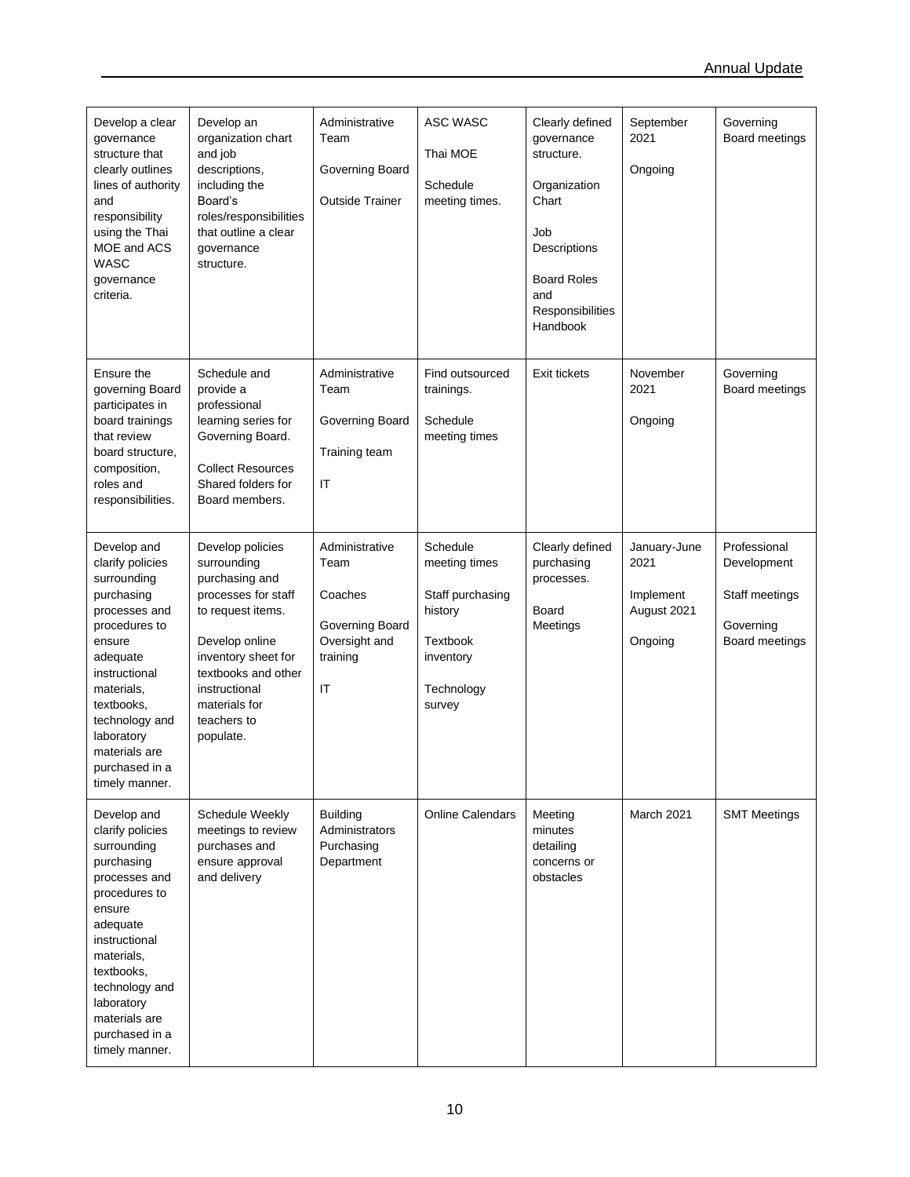| Develop a clear governance structure that clearly outlines lines of authority and responsibility using the Thai MOE and ACS WASC governance criteria. | Develop an organization chart and job descriptions, including the Board's roles/responsibilities that outline a clear governance structure. | Administrative Team<br><br>Governing Board<br><br>Outside Trainer | ASC WASC<br><br>Thai MOE<br><br>Schedule meeting times. | Clearly defined governance structure.<br><br>Organization Chart<br><br>Job Descriptions<br><br>Board Roles and Responsibilities Handbook | September 2021<br><br>Ongoing | Governing Board meetings |
|---|---|---|---|---|---|---|
| Ensure the governing Board participates in board trainings that review board structure, composition, roles and responsibilities. | Schedule and provide a professional learning series for Governing Board.<br><br>Collect Resources Shared folders for Board members. | Administrative Team<br><br>Governing Board<br><br>Training team<br><br>IT | Find outsourced trainings.<br><br>Schedule meeting times | Exit tickets | November 2021<br><br>Ongoing | Governing Board meetings |
| Develop and clarify policies surrounding purchasing processes and procedures to ensure adequate instructional materials, textbooks, technology and laboratory materials are purchased in a timely manner. | Develop policies surrounding purchasing and processes for staff to request items.<br><br>Develop online inventory sheet for textbooks and other instructional materials for teachers to populate. | Administrative Team<br><br>Coaches<br><br>Governing Board Oversight and training<br><br>IT | Schedule meeting times<br><br>Staff purchasing history<br><br>Textbook inventory<br><br>Technology survey | Clearly defined purchasing processes.<br><br>Board Meetings | January-June 2021<br><br>Implement August 2021<br><br>Ongoing | Professional Development<br><br>Staff meetings<br><br>Governing Board meetings |
| Develop and clarify policies surrounding purchasing processes and procedures to ensure adequate instructional materials, textbooks, technology and laboratory materials are purchased in a timely manner. | Schedule Weekly meetings to review purchases and ensure approval and delivery | Building Administrators Purchasing Department | Online Calendars | Meeting minutes detailing concerns or obstacles | March 2021 | SMT Meetings |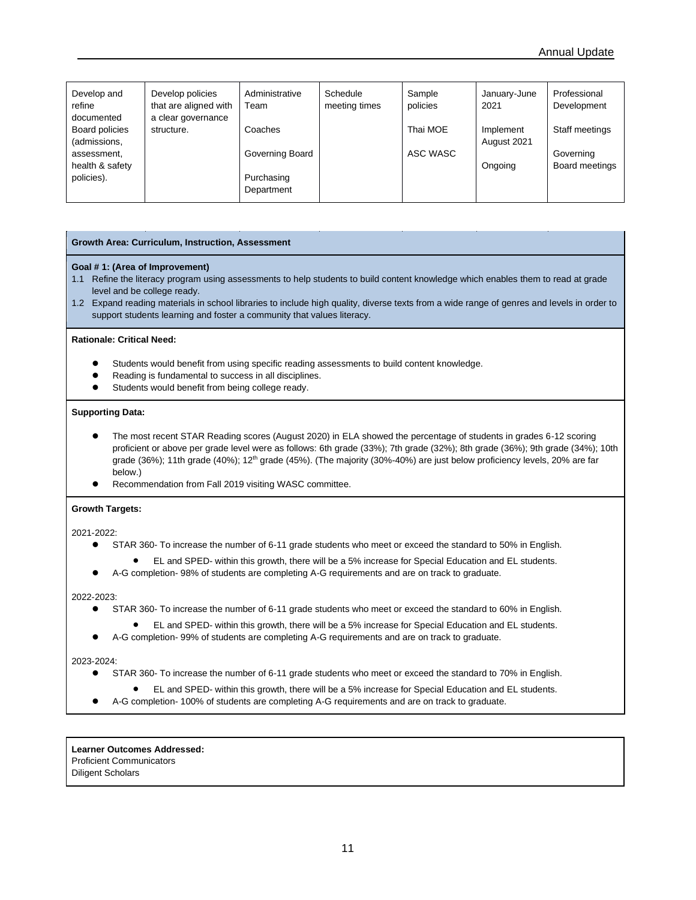| Develop and refine documented Board policies (admissions, assessment, health & safety policies). | Develop policies that are aligned with a clear governance structure. | Administrative Team<br><br>Coaches<br><br>Governing Board<br><br>Purchasing Department | Schedule meeting times | Sample policies<br><br>Thai MOE<br><br>ASC WASC | January-June 2021<br><br>Implement August 2021<br><br>Ongoing | Professional Development<br><br>Staff meetings<br><br>Governing Board meetings |
|---|---|---|---|---|---|---|

**Growth Area: Curriculum, Instruction, Assessment**

**Goal # 1: (Area of Improvement)**

1.1 Refine the literacy program using assessments to help students to build content knowledge which enables them to read at grade level and be college ready.

1.2 Expand reading materials in school libraries to include high quality, diverse texts from a wide range of genres and levels in order to support students learning and foster a community that values literacy.

**Rationale: Critical Need:**

- Students would benefit from using specific reading assessments to build content knowledge.
- Reading is fundamental to success in all disciplines.
- Students would benefit from being college ready.

**Supporting Data:**

- The most recent STAR Reading scores (August 2020) in ELA showed the percentage of students in grades 6-12 scoring proficient or above per grade level were as follows: 6th grade (33%); 7th grade (32%); 8th grade (36%); 9th grade (34%); 10th grade (36%); 11th grade (40%); 12th grade (45%). (The majority (30%-40%) are just below proficiency levels, 20% are far below.)
- Recommendation from Fall 2019 visiting WASC committee.

**Growth Targets:**

2021-2022:

- STAR 360- To increase the number of 6-11 grade students who meet or exceed the standard to 50% in English.
  - EL and SPED- within this growth, there will be a 5% increase for Special Education and EL students.
- A-G completion- 98% of students are completing A-G requirements and are on track to graduate.

2022-2023:

- STAR 360- To increase the number of 6-11 grade students who meet or exceed the standard to 60% in English.
  - EL and SPED- within this growth, there will be a 5% increase for Special Education and EL students.
- A-G completion- 99% of students are completing A-G requirements and are on track to graduate.

2023-2024:

- STAR 360- To increase the number of 6-11 grade students who meet or exceed the standard to 70% in English.
  - EL and SPED- within this growth, there will be a 5% increase for Special Education and EL students.
- A-G completion- 100% of students are completing A-G requirements and are on track to graduate.

**Learner Outcomes Addressed:**
Proficient Communicators
Diligent Scholars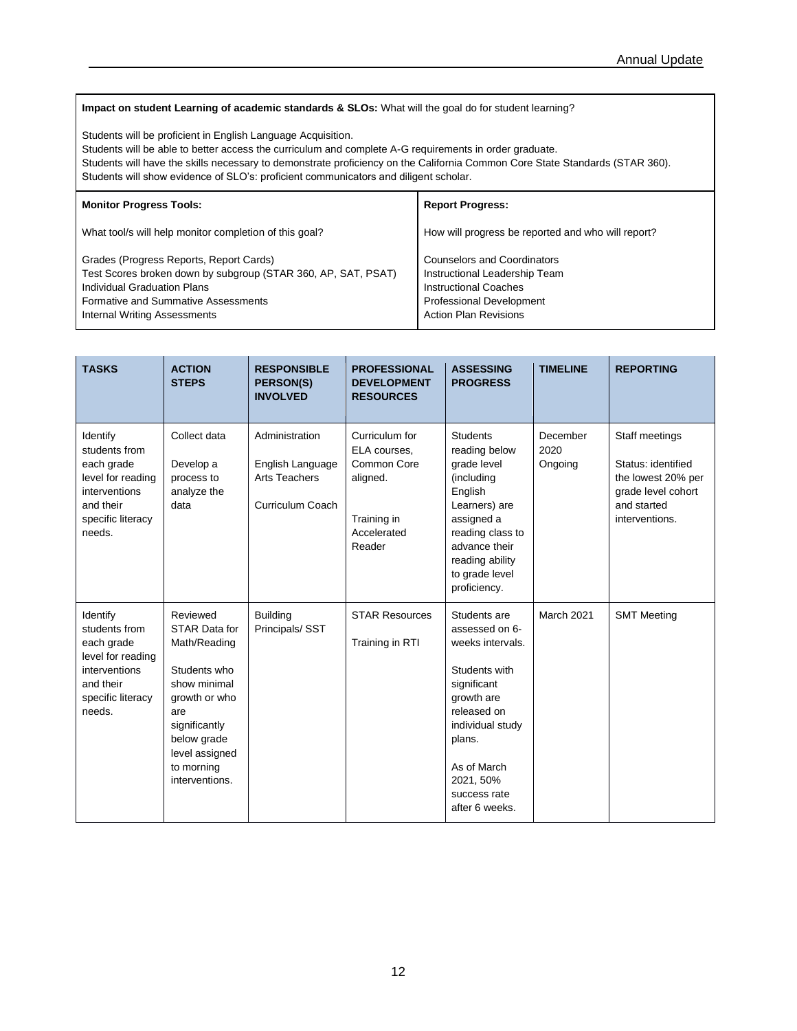**Impact on student Learning of academic standards & SLOs:** What will the goal do for student learning?

Students will be proficient in English Language Acquisition.
Students will be able to better access the curriculum and complete A-G requirements in order graduate.
Students will have the skills necessary to demonstrate proficiency on the California Common Core State Standards (STAR 360).
Students will show evidence of SLO's: proficient communicators and diligent scholar.

| **Monitor Progress Tools:** | **Report Progress:** |
|---|---|
| What tool/s will help monitor completion of this goal? | How will progress be reported and who will report? |
| Grades (Progress Reports, Report Cards)<br>Test Scores broken down by subgroup (STAR 360, AP, SAT, PSAT)<br>Individual Graduation Plans<br>Formative and Summative Assessments<br>Internal Writing Assessments | Counselors and Coordinators<br>Instructional Leadership Team<br>Instructional Coaches<br>Professional Development<br>Action Plan Revisions |

| **TASKS** | **ACTION STEPS** | **RESPONSIBLE PERSON(S) INVOLVED** | **PROFESSIONAL DEVELOPMENT RESOURCES** | **ASSESSING PROGRESS** | **TIMELINE** | **REPORTING** |
|---|---|---|---|---|---|---|
| Identify students from each grade level for reading interventions and their specific literacy needs. | Collect data<br><br>Develop a process to analyze the data | Administration<br><br>English Language Arts Teachers<br><br>Curriculum Coach | Curriculum for ELA courses, Common Core aligned.<br><br>Training in Accelerated Reader | Students reading below grade level (including English Learners) are assigned a reading class to advance their reading ability to grade level proficiency. | December 2020 Ongoing | Staff meetings<br><br>Status: identified the lowest 20% per grade level cohort and started interventions. |
| Identify students from each grade level for reading interventions and their specific literacy needs. | Reviewed STAR Data for Math/Reading<br><br>Students who show minimal growth or who are significantly below grade level assigned to morning interventions. | Building Principals/ SST | STAR Resources<br><br>Training in RTI | Students are assessed on 6-weeks intervals.<br><br>Students with significant growth are released on individual study plans.<br><br>As of March 2021, 50% success rate after 6 weeks. | March 2021 | SMT Meeting |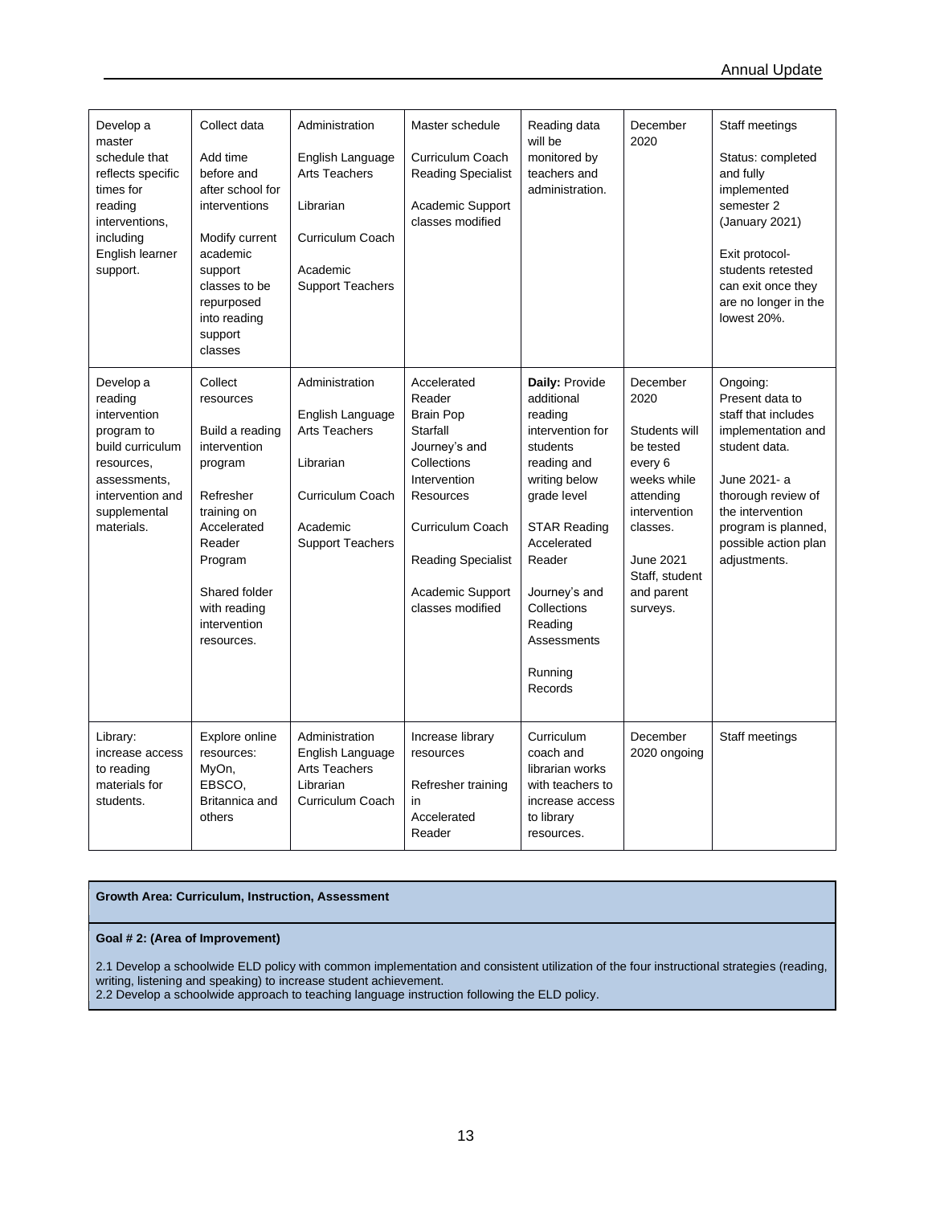| Develop a master schedule that reflects specific times for reading interventions, including English learner support. | Collect data<br><br>Add time before and after school for interventions<br><br>Modify current academic support classes to be repurposed into reading support classes | Administration<br><br>English Language Arts Teachers<br><br>Librarian<br><br>Curriculum Coach<br><br>Academic Support Teachers | Master schedule<br><br>Curriculum Coach<br>Reading Specialist<br><br>Academic Support classes modified | Reading data will be monitored by teachers and administration. | December 2020 | Staff meetings<br><br>Status: completed and fully implemented semester 2 (January 2021)<br><br>Exit protocol- students retested can exit once they are no longer in the lowest 20%. |
|---|---|---|---|---|---|---|
| Develop a reading intervention program to build curriculum resources, assessments, intervention and supplemental materials. | Collect resources<br><br>Build a reading intervention program<br><br>Refresher training on Accelerated Reader Program<br><br>Shared folder with reading intervention resources. | Administration<br><br>English Language Arts Teachers<br><br>Librarian<br><br>Curriculum Coach<br><br>Academic Support Teachers | Accelerated Reader<br>Brain Pop<br>Starfall<br>Journey's and Collections Intervention Resources<br><br>Curriculum Coach<br><br>Reading Specialist<br><br>Academic Support classes modified | **Daily:** Provide additional reading intervention for students reading and writing below grade level<br><br>STAR Reading Accelerated Reader<br><br>Journey's and Collections Reading Assessments<br><br>Running Records | December 2020<br><br>Students will be tested every 6 weeks while attending intervention classes.<br><br>June 2021 Staff, student and parent surveys. | Ongoing: Present data to staff that includes implementation and student data.<br><br>June 2021- a thorough review of the intervention program is planned, possible action plan adjustments. |
| Library: increase access to reading materials for students. | Explore online resources: MyOn, EBSCO, Britannica and others | Administration English Language Arts Teachers Librarian Curriculum Coach | Increase library resources<br><br>Refresher training in Accelerated Reader | Curriculum coach and librarian works with teachers to increase access to library resources. | December 2020 ongoing | Staff meetings |

**Growth Area: Curriculum, Instruction, Assessment**

**Goal # 2: (Area of Improvement)**

2.1 Develop a schoolwide ELD policy with common implementation and consistent utilization of the four instructional strategies (reading, writing, listening and speaking) to increase student achievement.
2.2 Develop a schoolwide approach to teaching language instruction following the ELD policy.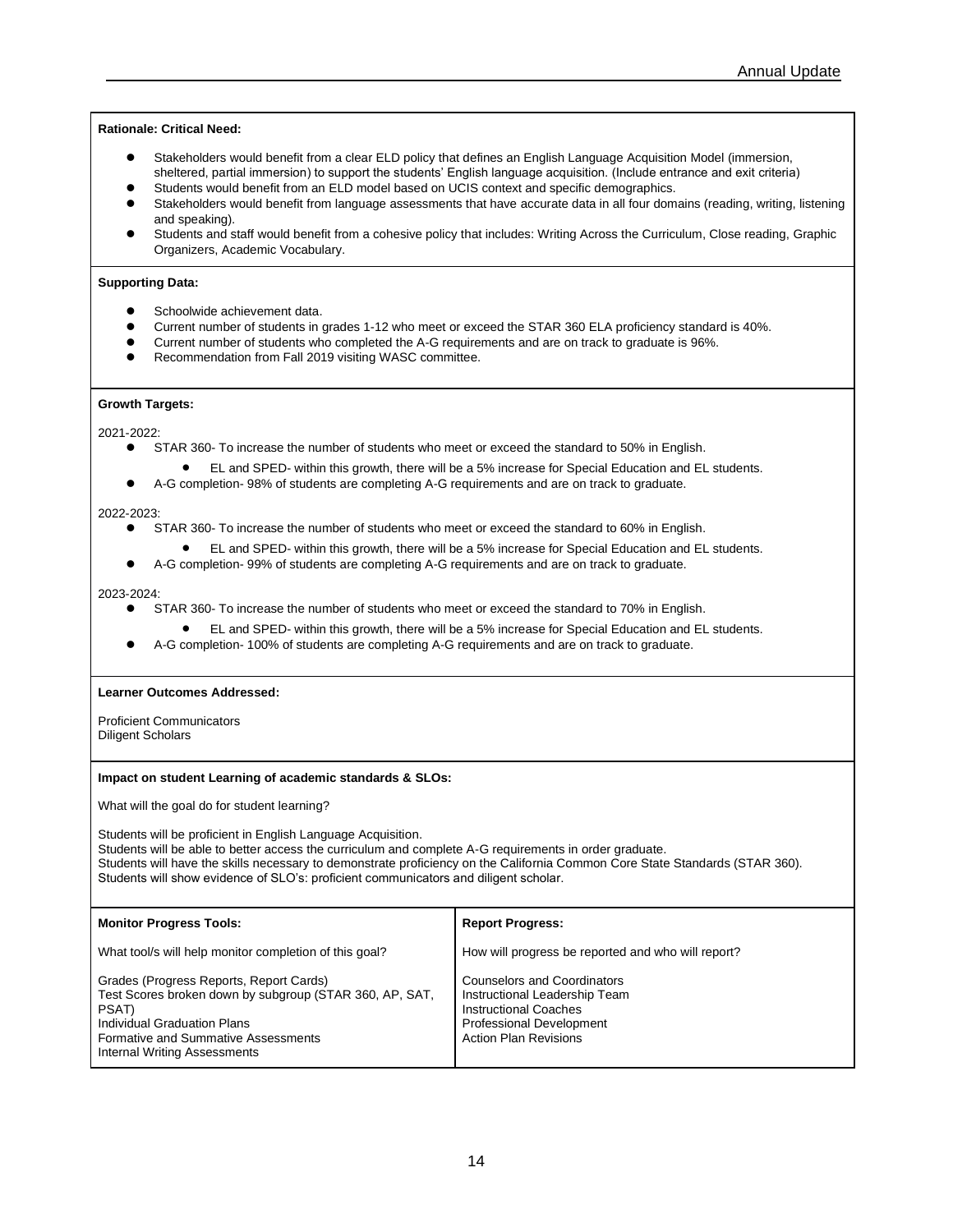**Rationale: Critical Need:**

- Stakeholders would benefit from a clear ELD policy that defines an English Language Acquisition Model (immersion, sheltered, partial immersion) to support the students' English language acquisition. (Include entrance and exit criteria)
- Students would benefit from an ELD model based on UCIS context and specific demographics.
- Stakeholders would benefit from language assessments that have accurate data in all four domains (reading, writing, listening and speaking).
- Students and staff would benefit from a cohesive policy that includes: Writing Across the Curriculum, Close reading, Graphic Organizers, Academic Vocabulary.

**Supporting Data:**

- Schoolwide achievement data.
- Current number of students in grades 1-12 who meet or exceed the STAR 360 ELA proficiency standard is 40%.
- Current number of students who completed the A-G requirements and are on track to graduate is 96%.
- Recommendation from Fall 2019 visiting WASC committee.

**Growth Targets:**

2021-2022:

- STAR 360- To increase the number of students who meet or exceed the standard to 50% in English.
  - EL and SPED- within this growth, there will be a 5% increase for Special Education and EL students.
- A-G completion- 98% of students are completing A-G requirements and are on track to graduate.

2022-2023:

- STAR 360- To increase the number of students who meet or exceed the standard to 60% in English.
  - EL and SPED- within this growth, there will be a 5% increase for Special Education and EL students.
- A-G completion- 99% of students are completing A-G requirements and are on track to graduate.

2023-2024:

- STAR 360- To increase the number of students who meet or exceed the standard to 70% in English.
  - EL and SPED- within this growth, there will be a 5% increase for Special Education and EL students.
- A-G completion- 100% of students are completing A-G requirements and are on track to graduate.

**Learner Outcomes Addressed:**

Proficient Communicators
Diligent Scholars

**Impact on student Learning of academic standards & SLOs:**

What will the goal do for student learning?

Students will be proficient in English Language Acquisition.
Students will be able to better access the curriculum and complete A-G requirements in order graduate.
Students will have the skills necessary to demonstrate proficiency on the California Common Core State Standards (STAR 360).
Students will show evidence of SLO's: proficient communicators and diligent scholar.

| **Monitor Progress Tools:** | **Report Progress:** |
|---|---|
| What tool/s will help monitor completion of this goal? | How will progress be reported and who will report? |
| Grades (Progress Reports, Report Cards)<br>Test Scores broken down by subgroup (STAR 360, AP, SAT, PSAT)<br>Individual Graduation Plans<br>Formative and Summative Assessments<br>Internal Writing Assessments | Counselors and Coordinators<br>Instructional Leadership Team<br>Instructional Coaches<br>Professional Development<br>Action Plan Revisions |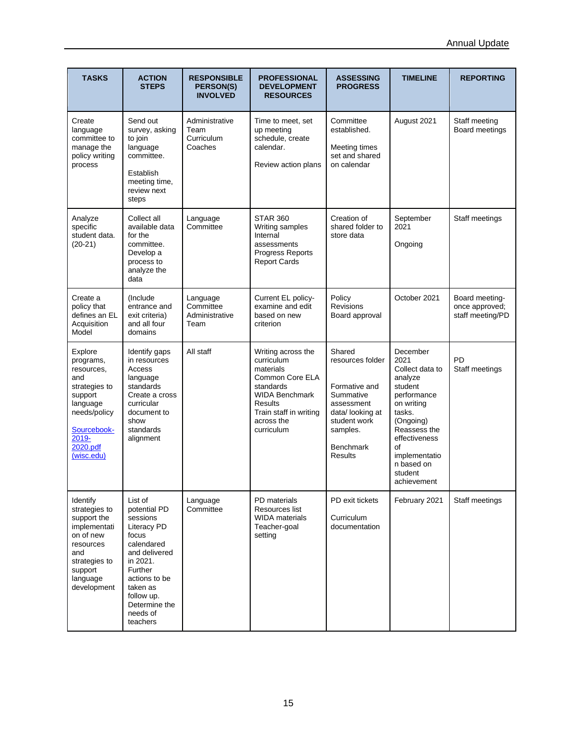| TASKS | ACTION STEPS | RESPONSIBLE PERSON(S) INVOLVED | PROFESSIONAL DEVELOPMENT RESOURCES | ASSESSING PROGRESS | TIMELINE | REPORTING |
|---|---|---|---|---|---|---|
| Create language committee to manage the policy writing process | Send out survey, asking to join language committee.<br><br>Establish meeting time, review next steps | Administrative Team<br>Curriculum Coaches | Time to meet, set up meeting schedule, create calendar.<br><br>Review action plans | Committee established.<br><br>Meeting times set and shared on calendar | August 2021 | Staff meeting<br>Board meetings |
| Analyze specific student data. (20-21) | Collect all available data for the committee. Develop a process to analyze the data | Language Committee | STAR 360<br>Writing samples<br>Internal assessments<br>Progress Reports<br>Report Cards | Creation of shared folder to store data | September 2021<br><br>Ongoing | Staff meetings |
| Create a policy that defines an EL Acquisition Model | (Include entrance and exit criteria) and all four domains | Language Committee<br>Administrative Team | Current EL policy-examine and edit based on new criterion | Policy Revisions<br>Board approval | October 2021 | Board meeting-once approved; staff meeting/PD |
| Explore programs, resources, and strategies to support language needs/policy<br><br>[Sourcebook-2019-2020.pdf (wisc.edu)] | Identify gaps in resources<br>Access language standards<br>Create a cross curricular document to show standards alignment | All staff | Writing across the curriculum materials<br>Common Core ELA standards<br>WIDA Benchmark Results<br>Train staff in writing across the curriculum | Shared resources folder<br><br>Formative and Summative assessment data/ looking at student work samples.<br><br>Benchmark Results | December 2021<br>Collect data to analyze student performance on writing tasks. (Ongoing)<br>Reassess the effectiveness of implementation based on student achievement | PD<br>Staff meetings |
| Identify strategies to support the implementation of new resources and strategies to support language development | List of potential PD sessions<br>Literacy PD focus calendared and delivered in 2021.<br>Further actions to be taken as follow up.<br>Determine the needs of teachers | Language Committee | PD materials<br>Resources list<br>WIDA materials<br>Teacher-goal setting | PD exit tickets<br><br>Curriculum documentation | February 2021 | Staff meetings |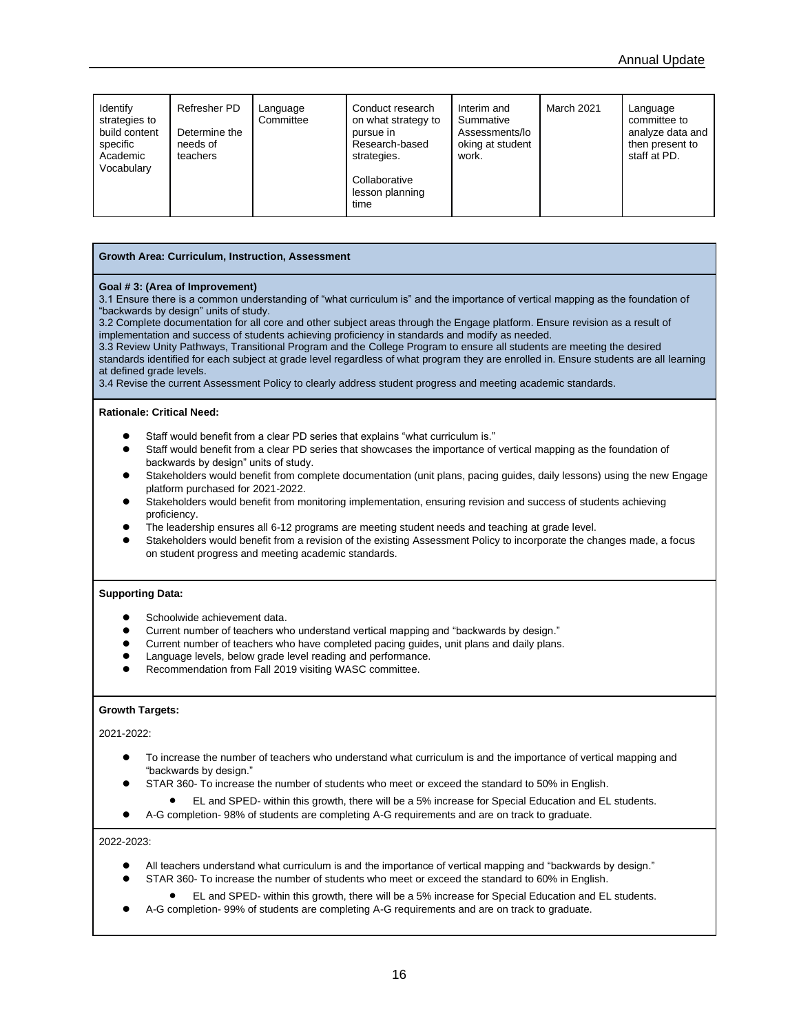| Identify strategies to build content specific Academic Vocabulary | Refresher PD<br><br>Determine the needs of teachers | Language Committee | Conduct research on what strategy to pursue in Research-based strategies.<br><br>Collaborative lesson planning time | Interim and Summative Assessments/looking at student work. | March 2021 | Language committee to analyze data and then present to staff at PD. |
|---|---|---|---|---|---|---|

**Growth Area: Curriculum, Instruction, Assessment**

**Goal # 3: (Area of Improvement)**

3.1 Ensure there is a common understanding of "what curriculum is" and the importance of vertical mapping as the foundation of "backwards by design" units of study.

3.2 Complete documentation for all core and other subject areas through the Engage platform. Ensure revision as a result of implementation and success of students achieving proficiency in standards and modify as needed.

3.3 Review Unity Pathways, Transitional Program and the College Program to ensure all students are meeting the desired standards identified for each subject at grade level regardless of what program they are enrolled in. Ensure students are all learning at defined grade levels.

3.4 Revise the current Assessment Policy to clearly address student progress and meeting academic standards.

**Rationale: Critical Need:**

- Staff would benefit from a clear PD series that explains "what curriculum is."
- Staff would benefit from a clear PD series that showcases the importance of vertical mapping as the foundation of backwards by design" units of study.
- Stakeholders would benefit from complete documentation (unit plans, pacing guides, daily lessons) using the new Engage platform purchased for 2021-2022.
- Stakeholders would benefit from monitoring implementation, ensuring revision and success of students achieving proficiency.
- The leadership ensures all 6-12 programs are meeting student needs and teaching at grade level.
- Stakeholders would benefit from a revision of the existing Assessment Policy to incorporate the changes made, a focus on student progress and meeting academic standards.

**Supporting Data:**

- Schoolwide achievement data.
- Current number of teachers who understand vertical mapping and "backwards by design."
- Current number of teachers who have completed pacing guides, unit plans and daily plans.
- Language levels, below grade level reading and performance.
- Recommendation from Fall 2019 visiting WASC committee.

**Growth Targets:**

2021-2022:

- To increase the number of teachers who understand what curriculum is and the importance of vertical mapping and "backwards by design."
- STAR 360- To increase the number of students who meet or exceed the standard to 50% in English.
  - EL and SPED- within this growth, there will be a 5% increase for Special Education and EL students.
- A-G completion- 98% of students are completing A-G requirements and are on track to graduate.

2022-2023:

- All teachers understand what curriculum is and the importance of vertical mapping and "backwards by design."
- STAR 360- To increase the number of students who meet or exceed the standard to 60% in English.
  - EL and SPED- within this growth, there will be a 5% increase for Special Education and EL students.
- A-G completion- 99% of students are completing A-G requirements and are on track to graduate.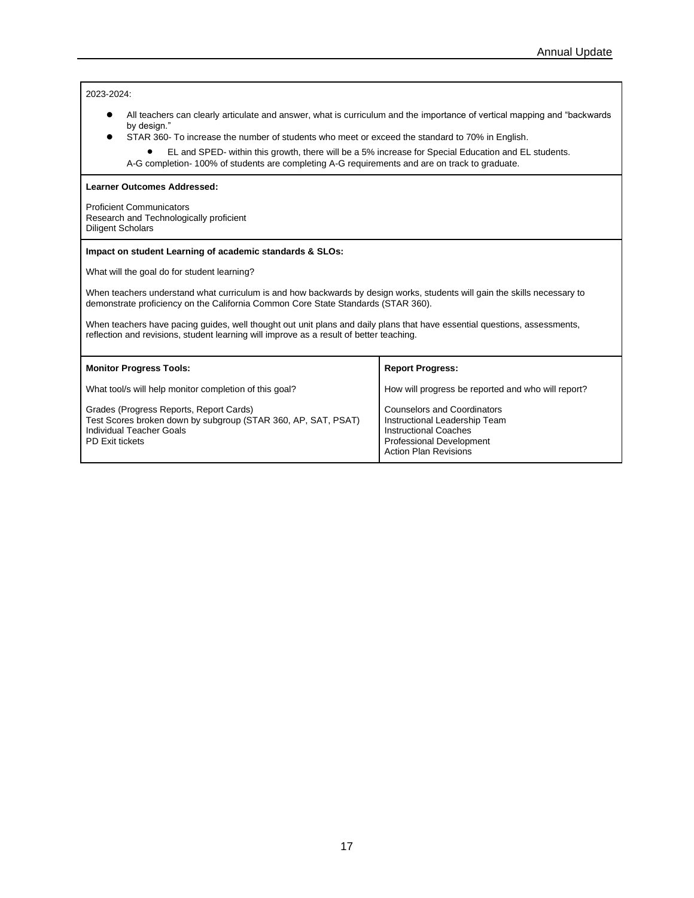2023-2024:

- All teachers can clearly articulate and answer, what is curriculum and the importance of vertical mapping and "backwards by design."
- STAR 360- To increase the number of students who meet or exceed the standard to 70% in English.
  - EL and SPED- within this growth, there will be a 5% increase for Special Education and EL students.

  A-G completion- 100% of students are completing A-G requirements and are on track to graduate.

**Learner Outcomes Addressed:**

Proficient Communicators
Research and Technologically proficient
Diligent Scholars

**Impact on student Learning of academic standards & SLOs:**

What will the goal do for student learning?

When teachers understand what curriculum is and how backwards by design works, students will gain the skills necessary to demonstrate proficiency on the California Common Core State Standards (STAR 360).

When teachers have pacing guides, well thought out unit plans and daily plans that have essential questions, assessments, reflection and revisions, student learning will improve as a result of better teaching.

| **Monitor Progress Tools:** | **Report Progress:** |
|---|---|
| What tool/s will help monitor completion of this goal? | How will progress be reported and who will report? |
| Grades (Progress Reports, Report Cards)<br>Test Scores broken down by subgroup (STAR 360, AP, SAT, PSAT)<br>Individual Teacher Goals<br>PD Exit tickets | Counselors and Coordinators<br>Instructional Leadership Team<br>Instructional Coaches<br>Professional Development<br>Action Plan Revisions |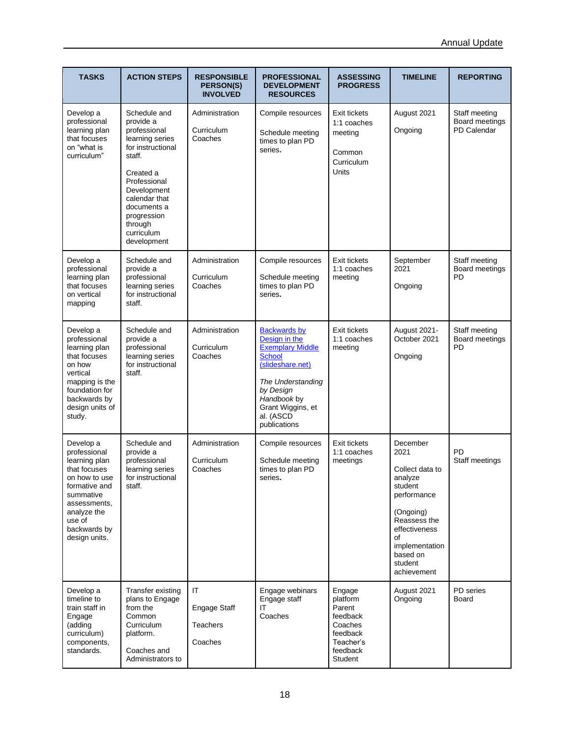| TASKS | ACTION STEPS | RESPONSIBLE PERSON(S) INVOLVED | PROFESSIONAL DEVELOPMENT RESOURCES | ASSESSING PROGRESS | TIMELINE | REPORTING |
|---|---|---|---|---|---|---|
| Develop a professional learning plan that focuses on "what is curriculum" | Schedule and provide a professional learning series for instructional staff.<br><br>Created a Professional Development calendar that documents a progression through curriculum development | Administration<br><br>Curriculum Coaches | Compile resources<br><br>Schedule meeting times to plan PD series. | Exit tickets<br>1:1 coaches meeting<br><br>Common Curriculum Units | August 2021<br><br>Ongoing | Staff meeting<br>Board meetings<br>PD Calendar |
| Develop a professional learning plan that focuses on vertical mapping | Schedule and provide a professional learning series for instructional staff. | Administration<br><br>Curriculum Coaches | Compile resources<br><br>Schedule meeting times to plan PD series. | Exit tickets<br>1:1 coaches meeting | September 2021<br><br>Ongoing | Staff meeting<br>Board meetings<br>PD |
| Develop a professional learning plan that focuses on how vertical mapping is the foundation for backwards by design units of study. | Schedule and provide a professional learning series for instructional staff. | Administration<br><br>Curriculum Coaches | [Backwards by Design in the Exemplary Middle School (slideshare.net)]<br><br>*The Understanding by Design Handbook* by Grant Wiggins, et al. (ASCD publications | Exit tickets<br>1:1 coaches meeting | August 2021-October 2021<br><br>Ongoing | Staff meeting<br>Board meetings<br>PD |
| Develop a professional learning plan that focuses on how to use formative and summative assessments, analyze the use of backwards by design units. | Schedule and provide a professional learning series for instructional staff. | Administration<br><br>Curriculum Coaches | Compile resources<br><br>Schedule meeting times to plan PD series. | Exit tickets<br>1:1 coaches meetings | December 2021<br><br>Collect data to analyze student performance<br><br>(Ongoing) Reassess the effectiveness of implementation based on student achievement | PD<br>Staff meetings |
| Develop a timeline to train staff in Engage (adding curriculum) components, standards. | Transfer existing plans to Engage from the Common Curriculum platform.<br><br>Coaches and Administrators to | IT<br><br>Engage Staff<br><br>Teachers<br><br>Coaches | Engage webinars<br>Engage staff<br>IT<br>Coaches | Engage platform<br>Parent feedback<br>Coaches feedback<br>Teacher's feedback<br>Student | August 2021<br>Ongoing | PD series<br>Board |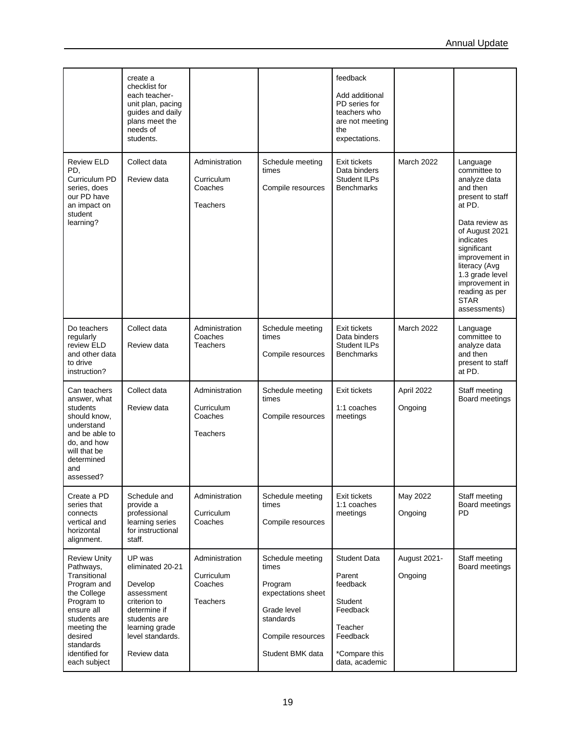| | | | | | | |
|---|---|---|---|---|---|---|
| | create a checklist for each teacher- unit plan, pacing guides and daily plans meet the needs of students. | | | feedback<br><br>Add additional PD series for teachers who are not meeting the expectations. | | |
| Review ELD PD, Curriculum PD series, does our PD have an impact on student learning? | Collect data<br><br>Review data | Administration<br><br>Curriculum Coaches<br><br>Teachers | Schedule meeting times<br><br>Compile resources | Exit tickets<br>Data binders<br>Student ILPs<br>Benchmarks | March 2022 | Language committee to analyze data and then present to staff at PD.<br><br>Data review as of August 2021 indicates significant improvement in literacy (Avg 1.3 grade level improvement in reading as per STAR assessments) |
| Do teachers regularly review ELD and other data to drive instruction? | Collect data<br><br>Review data | Administration<br>Coaches<br>Teachers | Schedule meeting times<br><br>Compile resources | Exit tickets<br>Data binders<br>Student ILPs<br>Benchmarks | March 2022 | Language committee to analyze data and then present to staff at PD. |
| Can teachers answer, what students should know, understand and be able to do, and how will that be determined and assessed? | Collect data<br><br>Review data | Administration<br><br>Curriculum Coaches<br><br>Teachers | Schedule meeting times<br><br>Compile resources | Exit tickets<br><br>1:1 coaches meetings | April 2022<br><br>Ongoing | Staff meeting<br>Board meetings |
| Create a PD series that connects vertical and horizontal alignment. | Schedule and provide a professional learning series for instructional staff. | Administration<br><br>Curriculum Coaches | Schedule meeting times<br><br>Compile resources | Exit tickets<br>1:1 coaches meetings | May 2022<br><br>Ongoing | Staff meeting<br>Board meetings<br>PD |
| Review Unity Pathways, Transitional Program and the College Program to ensure all students are meeting the desired standards identified for each subject | UP was eliminated 20-21<br><br>Develop assessment criterion to determine if students are learning grade level standards.<br><br>Review data | Administration<br><br>Curriculum Coaches<br><br>Teachers | Schedule meeting times<br><br>Program expectations sheet<br><br>Grade level standards<br><br>Compile resources<br><br>Student BMK data | Student Data<br><br>Parent feedback<br><br>Student Feedback<br><br>Teacher Feedback<br><br>*Compare this data, academic | August 2021-<br><br>Ongoing | Staff meeting<br>Board meetings |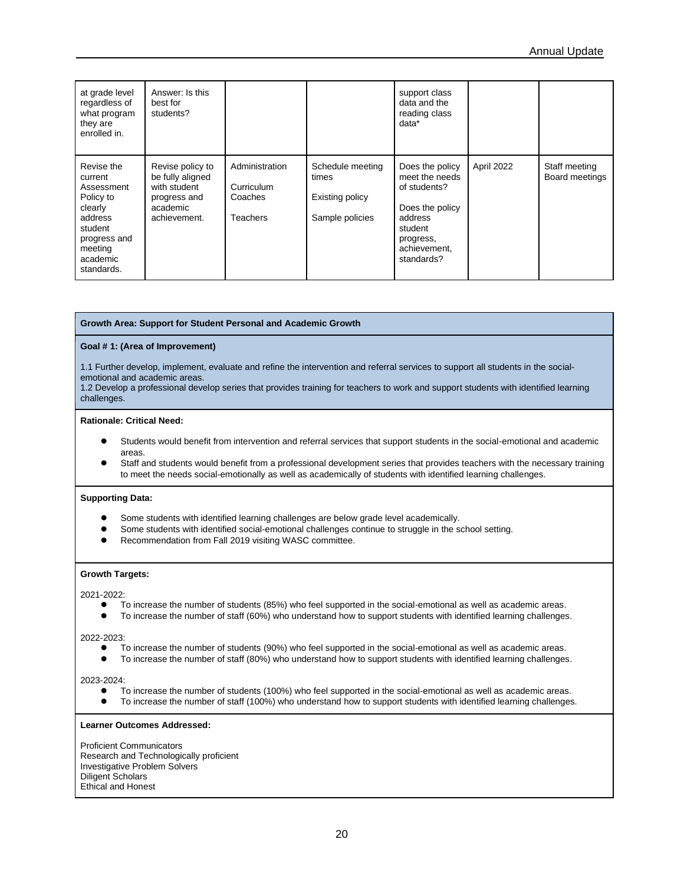| | | | | | | |
|---|---|---|---|---|---|---|
| at grade level regardless of what program they are enrolled in. | Answer: Is this best for students? | | | support class data and the reading class data* | | |
| Revise the current Assessment Policy to clearly address student progress and meeting academic standards. | Revise policy to be fully aligned with student progress and academic achievement. | Administration<br><br>Curriculum Coaches<br><br>Teachers | Schedule meeting times<br><br>Existing policy<br><br>Sample policies | Does the policy meet the needs of students?<br><br>Does the policy address student progress, achievement, standards? | April 2022 | Staff meeting Board meetings |

**Growth Area: Support for Student Personal and Academic Growth**

**Goal # 1: (Area of Improvement)**

1.1 Further develop, implement, evaluate and refine the intervention and referral services to support all students in the social-emotional and academic areas.
1.2 Develop a professional develop series that provides training for teachers to work and support students with identified learning challenges.

**Rationale: Critical Need:**

- Students would benefit from intervention and referral services that support students in the social-emotional and academic areas.
- Staff and students would benefit from a professional development series that provides teachers with the necessary training to meet the needs social-emotionally as well as academically of students with identified learning challenges.

**Supporting Data:**

- Some students with identified learning challenges are below grade level academically.
- Some students with identified social-emotional challenges continue to struggle in the school setting.
- Recommendation from Fall 2019 visiting WASC committee.

**Growth Targets:**

2021-2022:

- To increase the number of students (85%) who feel supported in the social-emotional as well as academic areas.
- To increase the number of staff (60%) who understand how to support students with identified learning challenges.

2022-2023:

- To increase the number of students (90%) who feel supported in the social-emotional as well as academic areas.
- To increase the number of staff (80%) who understand how to support students with identified learning challenges.

2023-2024:

- To increase the number of students (100%) who feel supported in the social-emotional as well as academic areas.
- To increase the number of staff (100%) who understand how to support students with identified learning challenges.

**Learner Outcomes Addressed:**

Proficient Communicators
Research and Technologically proficient
Investigative Problem Solvers
Diligent Scholars
Ethical and Honest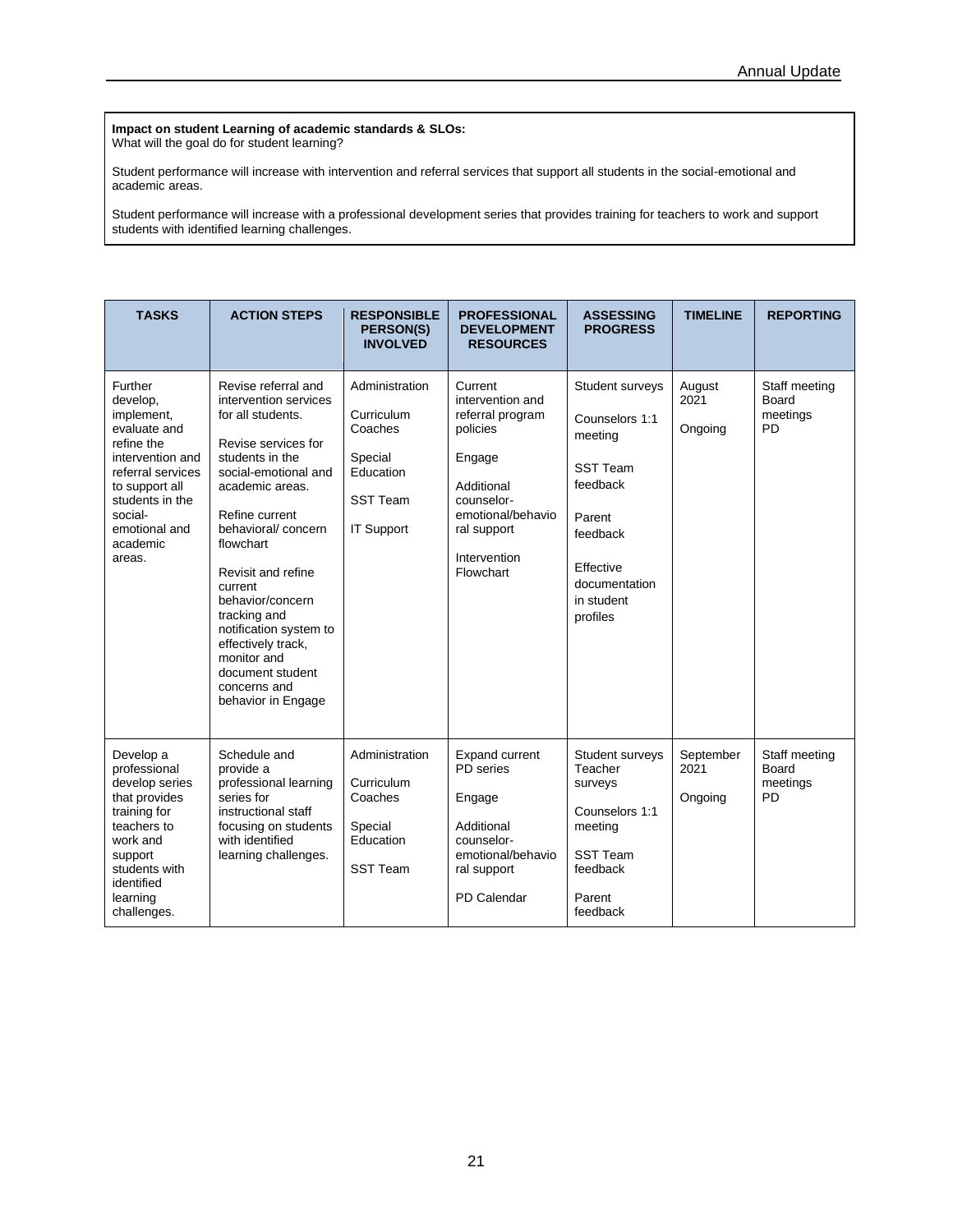**Impact on student Learning of academic standards & SLOs:**
What will the goal do for student learning?

Student performance will increase with intervention and referral services that support all students in the social-emotional and academic areas.

Student performance will increase with a professional development series that provides training for teachers to work and support students with identified learning challenges.

| TASKS | ACTION STEPS | RESPONSIBLE PERSON(S) INVOLVED | PROFESSIONAL DEVELOPMENT RESOURCES | ASSESSING PROGRESS | TIMELINE | REPORTING |
|---|---|---|---|---|---|---|
| Further develop, implement, evaluate and refine the intervention and referral services to support all students in the social-emotional and academic areas. | Revise referral and intervention services for all students.<br><br>Revise services for students in the social-emotional and academic areas.<br><br>Refine current behavioral/ concern flowchart<br><br>Revisit and refine current behavior/concern tracking and notification system to effectively track, monitor and document student concerns and behavior in Engage | Administration<br><br>Curriculum Coaches<br><br>Special Education<br><br>SST Team<br><br>IT Support | Current intervention and referral program policies<br><br>Engage<br><br>Additional counselor-emotional/behavioral support<br><br>Intervention Flowchart | Student surveys<br><br>Counselors 1:1 meeting<br><br>SST Team feedback<br><br>Parent feedback<br><br>Effective documentation in student profiles | August 2021<br><br>Ongoing | Staff meeting<br>Board meetings<br>PD |
| Develop a professional develop series that provides training for teachers to work and support students with identified learning challenges. | Schedule and provide a professional learning series for instructional staff focusing on students with identified learning challenges. | Administration<br><br>Curriculum Coaches<br><br>Special Education<br><br>SST Team | Expand current PD series<br><br>Engage<br><br>Additional counselor-emotional/behavioral support<br><br>PD Calendar | Student surveys<br>Teacher surveys<br><br>Counselors 1:1 meeting<br><br>SST Team feedback<br><br>Parent feedback | September 2021<br><br>Ongoing | Staff meeting<br>Board meetings<br>PD |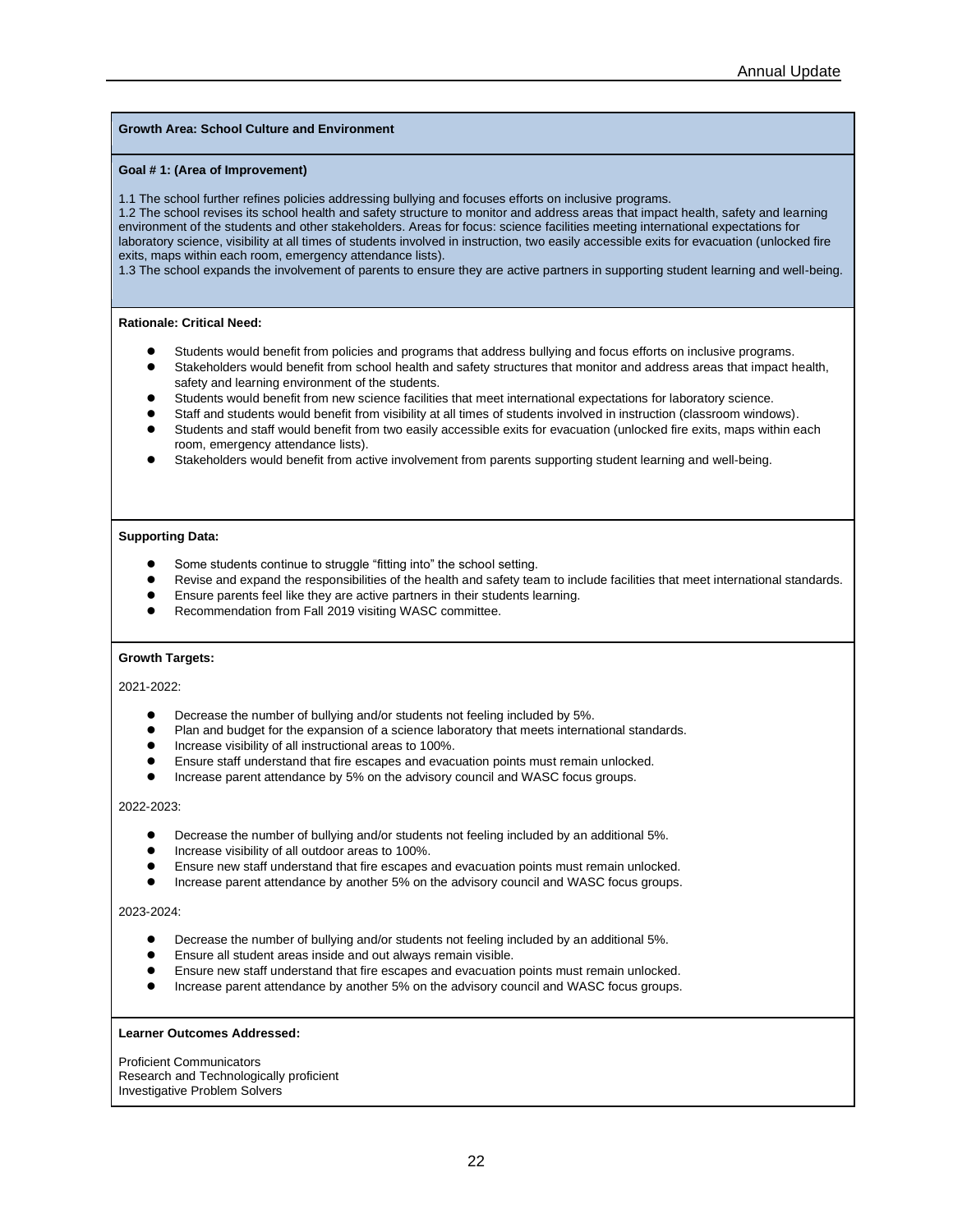**Growth Area: School Culture and Environment**

**Goal # 1: (Area of Improvement)**

1.1 The school further refines policies addressing bullying and focuses efforts on inclusive programs.
1.2 The school revises its school health and safety structure to monitor and address areas that impact health, safety and learning environment of the students and other stakeholders. Areas for focus: science facilities meeting international expectations for laboratory science, visibility at all times of students involved in instruction, two easily accessible exits for evacuation (unlocked fire exits, maps within each room, emergency attendance lists).
1.3 The school expands the involvement of parents to ensure they are active partners in supporting student learning and well-being.

**Rationale: Critical Need:**

- Students would benefit from policies and programs that address bullying and focus efforts on inclusive programs.
- Stakeholders would benefit from school health and safety structures that monitor and address areas that impact health, safety and learning environment of the students.
- Students would benefit from new science facilities that meet international expectations for laboratory science.
- Staff and students would benefit from visibility at all times of students involved in instruction (classroom windows).
- Students and staff would benefit from two easily accessible exits for evacuation (unlocked fire exits, maps within each room, emergency attendance lists).
- Stakeholders would benefit from active involvement from parents supporting student learning and well-being.

**Supporting Data:**

- Some students continue to struggle "fitting into" the school setting.
- Revise and expand the responsibilities of the health and safety team to include facilities that meet international standards.
- Ensure parents feel like they are active partners in their students learning.
- Recommendation from Fall 2019 visiting WASC committee.

**Growth Targets:**

2021-2022:

- Decrease the number of bullying and/or students not feeling included by 5%.
- Plan and budget for the expansion of a science laboratory that meets international standards.
- Increase visibility of all instructional areas to 100%.
- Ensure staff understand that fire escapes and evacuation points must remain unlocked.
- Increase parent attendance by 5% on the advisory council and WASC focus groups.

2022-2023:

- Decrease the number of bullying and/or students not feeling included by an additional 5%.
- Increase visibility of all outdoor areas to 100%.
- Ensure new staff understand that fire escapes and evacuation points must remain unlocked.
- Increase parent attendance by another 5% on the advisory council and WASC focus groups.

2023-2024:

- Decrease the number of bullying and/or students not feeling included by an additional 5%.
- Ensure all student areas inside and out always remain visible.
- Ensure new staff understand that fire escapes and evacuation points must remain unlocked.
- Increase parent attendance by another 5% on the advisory council and WASC focus groups.

**Learner Outcomes Addressed:**

Proficient Communicators
Research and Technologically proficient
Investigative Problem Solvers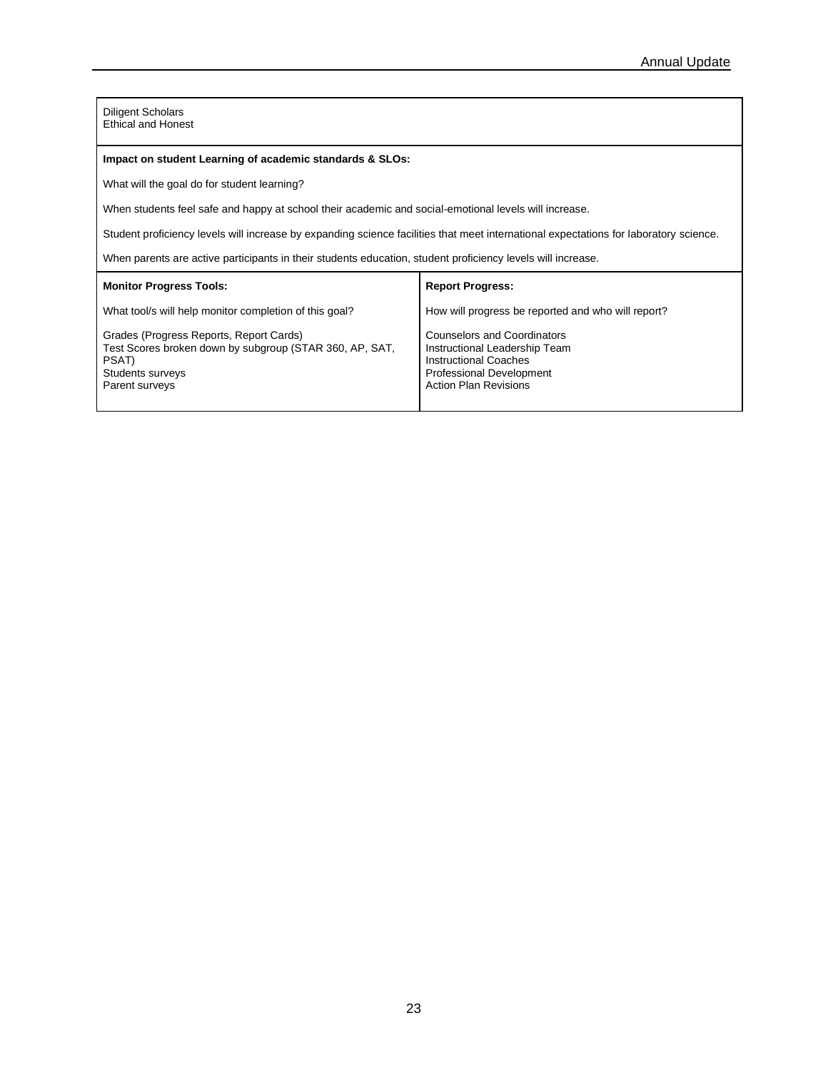Diligent Scholars
Ethical and Honest

**Impact on student Learning of academic standards & SLOs:**

What will the goal do for student learning?

When students feel safe and happy at school their academic and social-emotional levels will increase.

Student proficiency levels will increase by expanding science facilities that meet international expectations for laboratory science.

When parents are active participants in their students education, student proficiency levels will increase.

| **Monitor Progress Tools:** | **Report Progress:** |
|---|---|
| What tool/s will help monitor completion of this goal? | How will progress be reported and who will report? |
| Grades (Progress Reports, Report Cards)<br>Test Scores broken down by subgroup (STAR 360, AP, SAT, PSAT)<br>Students surveys<br>Parent surveys | Counselors and Coordinators<br>Instructional Leadership Team<br>Instructional Coaches<br>Professional Development<br>Action Plan Revisions |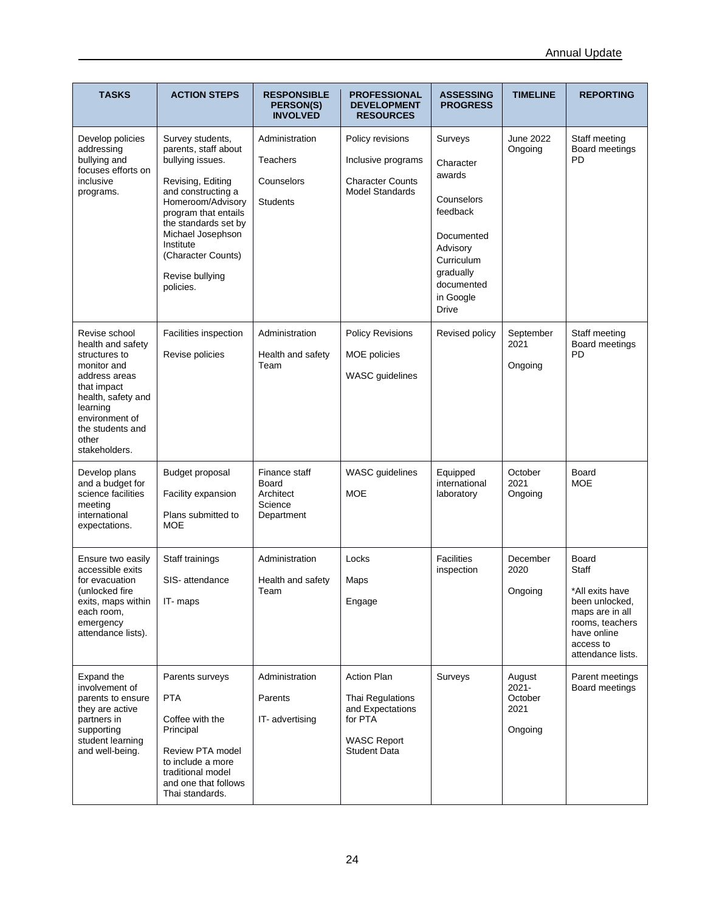| TASKS | ACTION STEPS | RESPONSIBLE PERSON(S) INVOLVED | PROFESSIONAL DEVELOPMENT RESOURCES | ASSESSING PROGRESS | TIMELINE | REPORTING |
|---|---|---|---|---|---|---|
| Develop policies addressing bullying and focuses efforts on inclusive programs. | Survey students, parents, staff about bullying issues.<br><br>Revising, Editing and constructing a Homeroom/Advisory program that entails the standards set by Michael Josephson Institute (Character Counts)<br><br>Revise bullying policies. | Administration<br><br>Teachers<br><br>Counselors<br><br>Students | Policy revisions<br><br>Inclusive programs<br><br>Character Counts Model Standards | Surveys<br><br>Character awards<br><br>Counselors feedback<br><br>Documented Advisory Curriculum gradually documented in Google Drive | June 2022 Ongoing | Staff meeting Board meetings PD |
| Revise school health and safety structures to monitor and address areas that impact health, safety and learning environment of the students and other stakeholders. | Facilities inspection<br><br>Revise policies | Administration<br><br>Health and safety Team | Policy Revisions<br><br>MOE policies<br><br>WASC guidelines | Revised policy | September 2021<br><br>Ongoing | Staff meeting Board meetings PD |
| Develop plans and a budget for science facilities meeting international expectations. | Budget proposal<br><br>Facility expansion<br><br>Plans submitted to MOE | Finance staff Board Architect Science Department | WASC guidelines<br><br>MOE | Equipped international laboratory | October 2021 Ongoing | Board MOE |
| Ensure two easily accessible exits for evacuation (unlocked fire exits, maps within each room, emergency attendance lists). | Staff trainings<br><br>SIS- attendance<br><br>IT- maps | Administration<br><br>Health and safety Team | Locks<br><br>Maps<br><br>Engage | Facilities inspection | December 2020<br><br>Ongoing | Board Staff<br><br>*All exits have been unlocked, maps are in all rooms, teachers have online access to attendance lists. |
| Expand the involvement of parents to ensure they are active partners in supporting student learning and well-being. | Parents surveys<br><br>PTA<br><br>Coffee with the Principal<br><br>Review PTA model to include a more traditional model and one that follows Thai standards. | Administration<br><br>Parents<br><br>IT- advertising | Action Plan<br><br>Thai Regulations and Expectations for PTA<br><br>WASC Report Student Data | Surveys | August 2021- October 2021<br><br>Ongoing | Parent meetings Board meetings |